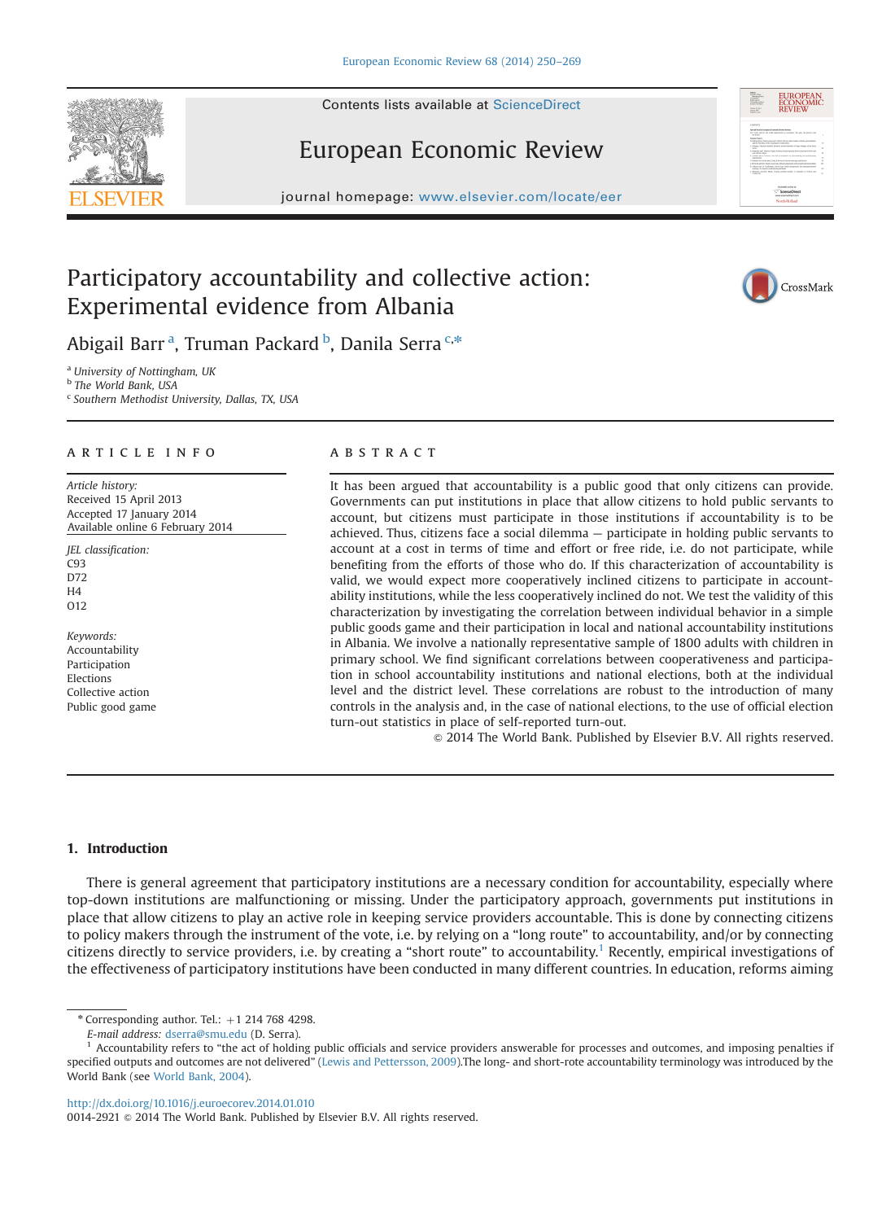# Participatory accountability and collective action: Experimental evidence from Albania

Abigail Barr [a], Truman Packard [b], Danila Serra [c,*]

[a] University of Nottingham, UK
[b] The World Bank, USA
[c] Southern Methodist University, Dallas, TX, USA

**ARTICLE INFO**

*Article history:*
Received 15 April 2013
Accepted 17 January 2014
Available online 6 February 2014

*JEL classification:*
C93
D72
H4
O12

*Keywords:*
Accountability
Participation
Elections
Collective action
Public good game

**ABSTRACT**

It has been argued that accountability is a public good that only citizens can provide. Governments can put institutions in place that allow citizens to hold public servants to account, but citizens must participate in those institutions if accountability is to be achieved. Thus, citizens face a social dilemma — participate in holding public servants to account at a cost in terms of time and effort or free ride, i.e. do not participate, while benefiting from the efforts of those who do. If this characterization of accountability is valid, we would expect more cooperatively inclined citizens to participate in accountability institutions, while the less cooperatively inclined do not. We test the validity of this characterization by investigating the correlation between individual behavior in a simple public goods game and their participation in local and national accountability institutions in Albania. We involve a nationally representative sample of 1800 adults with children in primary school. We find significant correlations between cooperativeness and participation in school accountability institutions and national elections, both at the individual level and the district level. These correlations are robust to the introduction of many controls in the analysis and, in the case of national elections, to the use of official election turn-out statistics in place of self-reported turn-out.

© 2014 The World Bank. Published by Elsevier B.V. All rights reserved.

## 1. Introduction

There is general agreement that participatory institutions are a necessary condition for accountability, especially where top-down institutions are malfunctioning or missing. Under the participatory approach, governments put institutions in place that allow citizens to play an active role in keeping service providers accountable. This is done by connecting citizens to policy makers through the instrument of the vote, i.e. by relying on a "long route" to accountability, and/or by connecting citizens directly to service providers, i.e. by creating a "short route" to accountability.[1] Recently, empirical investigations of the effectiveness of participatory institutions have been conducted in many different countries. In education, reforms aiming

---

* Corresponding author. Tel.: +1 214 768 4298.
*E-mail address:* dserra@smu.edu (D. Serra).

[1] Accountability refers to "the act of holding public officials and service providers answerable for processes and outcomes, and imposing penalties if specified outputs and outcomes are not delivered" (Lewis and Pettersson, 2009).The long- and short-rote accountability terminology was introduced by the World Bank (see World Bank, 2004).

http://dx.doi.org/10.1016/j.euroecorev.2014.01.010
0014-2921 © 2014 The World Bank. Published by Elsevier B.V. All rights reserved.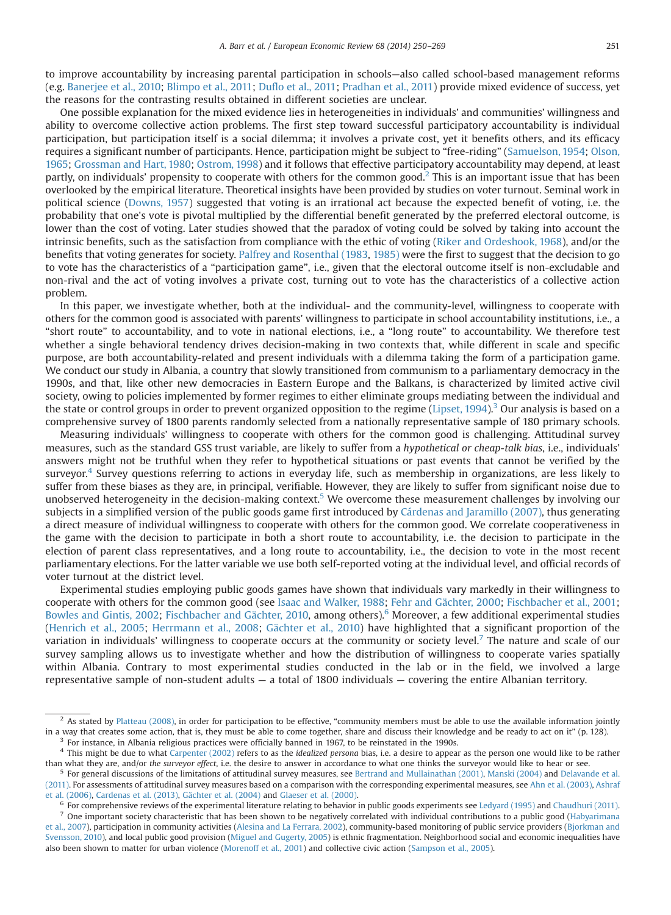to improve accountability by increasing parental participation in schools—also called school-based management reforms (e.g. Banerjee et al., 2010; Blimpo et al., 2011; Duflo et al., 2011; Pradhan et al., 2011) provide mixed evidence of success, yet the reasons for the contrasting results obtained in different societies are unclear.

One possible explanation for the mixed evidence lies in heterogeneities in individuals' and communities' willingness and ability to overcome collective action problems. The first step toward successful participatory accountability is individual participation, but participation itself is a social dilemma; it involves a private cost, yet it benefits others, and its efficacy requires a significant number of participants. Hence, participation might be subject to "free-riding" (Samuelson, 1954; Olson, 1965; Grossman and Hart, 1980; Ostrom, 1998) and it follows that effective participatory accountability may depend, at least partly, on individuals' propensity to cooperate with others for the common good.[2] This is an important issue that has been overlooked by the empirical literature. Theoretical insights have been provided by studies on voter turnout. Seminal work in political science (Downs, 1957) suggested that voting is an irrational act because the expected benefit of voting, i.e. the probability that one's vote is pivotal multiplied by the differential benefit generated by the preferred electoral outcome, is lower than the cost of voting. Later studies showed that the paradox of voting could be solved by taking into account the intrinsic benefits, such as the satisfaction from compliance with the ethic of voting (Riker and Ordeshook, 1968), and/or the benefits that voting generates for society. Palfrey and Rosenthal (1983, 1985) were the first to suggest that the decision to go to vote has the characteristics of a "participation game", i.e., given that the electoral outcome itself is non-excludable and non-rival and the act of voting involves a private cost, turning out to vote has the characteristics of a collective action problem.

In this paper, we investigate whether, both at the individual- and the community-level, willingness to cooperate with others for the common good is associated with parents' willingness to participate in school accountability institutions, i.e., a "short route" to accountability, and to vote in national elections, i.e., a "long route" to accountability. We therefore test whether a single behavioral tendency drives decision-making in two contexts that, while different in scale and specific purpose, are both accountability-related and present individuals with a dilemma taking the form of a participation game. We conduct our study in Albania, a country that slowly transitioned from communism to a parliamentary democracy in the 1990s, and that, like other new democracies in Eastern Europe and the Balkans, is characterized by limited active civil society, owing to policies implemented by former regimes to either eliminate groups mediating between the individual and the state or control groups in order to prevent organized opposition to the regime (Lipset, 1994).[3] Our analysis is based on a comprehensive survey of 1800 parents randomly selected from a nationally representative sample of 180 primary schools.

Measuring individuals' willingness to cooperate with others for the common good is challenging. Attitudinal survey measures, such as the standard GSS trust variable, are likely to suffer from a *hypothetical or cheap-talk bias*, i.e., individuals' answers might not be truthful when they refer to hypothetical situations or past events that cannot be verified by the surveyor.[4] Survey questions referring to actions in everyday life, such as membership in organizations, are less likely to suffer from these biases as they are, in principal, verifiable. However, they are likely to suffer from significant noise due to unobserved heterogeneity in the decision-making context.[5] We overcome these measurement challenges by involving our subjects in a simplified version of the public goods game first introduced by Cárdenas and Jaramillo (2007), thus generating a direct measure of individual willingness to cooperate with others for the common good. We correlate cooperativeness in the game with the decision to participate in both a short route to accountability, i.e. the decision to participate in the election of parent class representatives, and a long route to accountability, i.e., the decision to vote in the most recent parliamentary elections. For the latter variable we use both self-reported voting at the individual level, and official records of voter turnout at the district level.

Experimental studies employing public goods games have shown that individuals vary markedly in their willingness to cooperate with others for the common good (see Isaac and Walker, 1988; Fehr and Gächter, 2000; Fischbacher et al., 2001; Bowles and Gintis, 2002; Fischbacher and Gächter, 2010, among others).[6] Moreover, a few additional experimental studies (Henrich et al., 2005; Herrmann et al., 2008; Gächter et al., 2010) have highlighted that a significant proportion of the variation in individuals' willingness to cooperate occurs at the community or society level.[7] The nature and scale of our survey sampling allows us to investigate whether and how the distribution of willingness to cooperate varies spatially within Albania. Contrary to most experimental studies conducted in the lab or in the field, we involved a large representative sample of non-student adults — a total of 1800 individuals — covering the entire Albanian territory.

---

[2] As stated by Platteau (2008), in order for participation to be effective, "community members must be able to use the available information jointly in a way that creates some action, that is, they must be able to come together, share and discuss their knowledge and be ready to act on it" (p. 128).

[3] For instance, in Albania religious practices were officially banned in 1967, to be reinstated in the 1990s.

[4] This might be due to what Carpenter (2002) refers to as the *idealized persona* bias, i.e. a desire to appear as the person one would like to be rather than what they are, and/or *the surveyor effect*, i.e. the desire to answer in accordance to what one thinks the surveyor would like to hear or see.

[5] For general discussions of the limitations of attitudinal survey measures, see Bertrand and Mullainathan (2001), Manski (2004) and Delavande et al. (2011). For assessments of attitudinal survey measures based on a comparison with the corresponding experimental measures, see Ahn et al. (2003), Ashraf et al. (2006), Cardenas et al. (2013), Gächter et al. (2004) and Glaeser et al. (2000).

[6] For comprehensive reviews of the experimental literature relating to behavior in public goods experiments see Ledyard (1995) and Chaudhuri (2011).

[7] One important society characteristic that has been shown to be negatively correlated with individual contributions to a public good (Habyarimana et al., 2007), participation in community activities (Alesina and La Ferrara, 2002), community-based monitoring of public service providers (Bjorkman and Svensson, 2010), and local public good provision (Miguel and Gugerty, 2005) is ethnic fragmentation. Neighborhood social and economic inequalities have also been shown to matter for urban violence (Morenoff et al., 2001) and collective civic action (Sampson et al., 2005).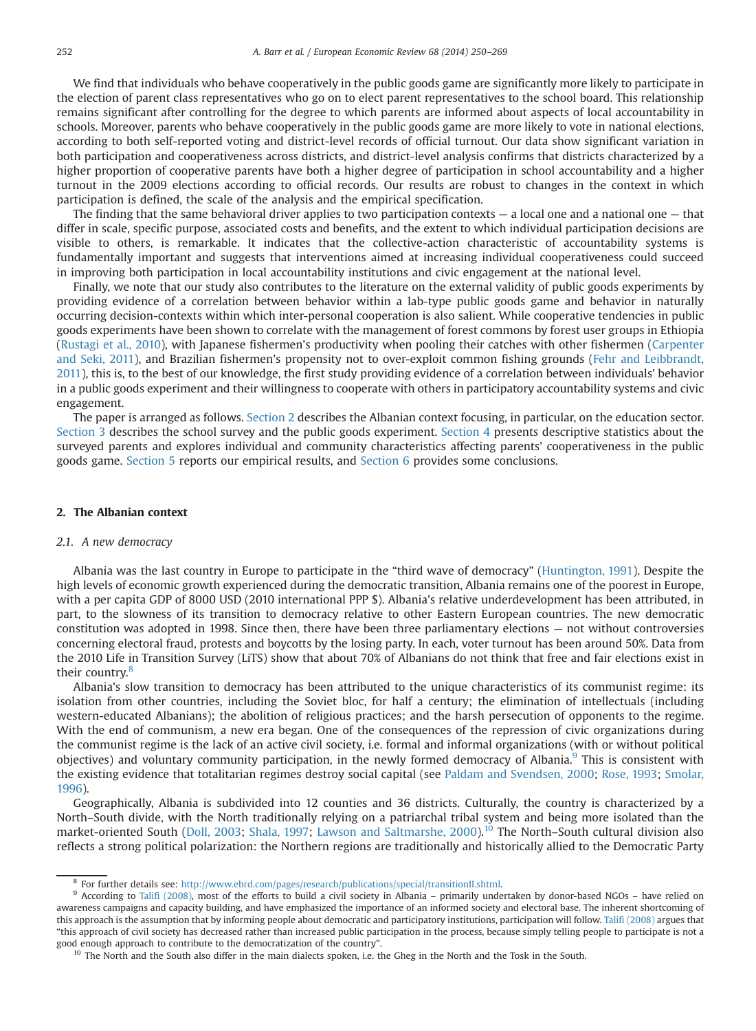We find that individuals who behave cooperatively in the public goods game are significantly more likely to participate in the election of parent class representatives who go on to elect parent representatives to the school board. This relationship remains significant after controlling for the degree to which parents are informed about aspects of local accountability in schools. Moreover, parents who behave cooperatively in the public goods game are more likely to vote in national elections, according to both self-reported voting and district-level records of official turnout. Our data show significant variation in both participation and cooperativeness across districts, and district-level analysis confirms that districts characterized by a higher proportion of cooperative parents have both a higher degree of participation in school accountability and a higher turnout in the 2009 elections according to official records. Our results are robust to changes in the context in which participation is defined, the scale of the analysis and the empirical specification.

The finding that the same behavioral driver applies to two participation contexts — a local one and a national one — that differ in scale, specific purpose, associated costs and benefits, and the extent to which individual participation decisions are visible to others, is remarkable. It indicates that the collective-action characteristic of accountability systems is fundamentally important and suggests that interventions aimed at increasing individual cooperativeness could succeed in improving both participation in local accountability institutions and civic engagement at the national level.

Finally, we note that our study also contributes to the literature on the external validity of public goods experiments by providing evidence of a correlation between behavior within a lab-type public goods game and behavior in naturally occurring decision-contexts within which inter-personal cooperation is also salient. While cooperative tendencies in public goods experiments have been shown to correlate with the management of forest commons by forest user groups in Ethiopia (Rustagi et al., 2010), with Japanese fishermen's productivity when pooling their catches with other fishermen (Carpenter and Seki, 2011), and Brazilian fishermen's propensity not to over-exploit common fishing grounds (Fehr and Leibbrandt, 2011), this is, to the best of our knowledge, the first study providing evidence of a correlation between individuals' behavior in a public goods experiment and their willingness to cooperate with others in participatory accountability systems and civic engagement.

The paper is arranged as follows. Section 2 describes the Albanian context focusing, in particular, on the education sector. Section 3 describes the school survey and the public goods experiment. Section 4 presents descriptive statistics about the surveyed parents and explores individual and community characteristics affecting parents' cooperativeness in the public goods game. Section 5 reports our empirical results, and Section 6 provides some conclusions.

## 2. The Albanian context

### 2.1. A new democracy

Albania was the last country in Europe to participate in the "third wave of democracy" (Huntington, 1991). Despite the high levels of economic growth experienced during the democratic transition, Albania remains one of the poorest in Europe, with a per capita GDP of 8000 USD (2010 international PPP $). Albania's relative underdevelopment has been attributed, in part, to the slowness of its transition to democracy relative to other Eastern European countries. The new democratic constitution was adopted in 1998. Since then, there have been three parliamentary elections — not without controversies concerning electoral fraud, protests and boycotts by the losing party. In each, voter turnout has been around 50%. Data from the 2010 Life in Transition Survey (LiTS) show that about 70% of Albanians do not think that free and fair elections exist in their country.[8]

Albania's slow transition to democracy has been attributed to the unique characteristics of its communist regime: its isolation from other countries, including the Soviet bloc, for half a century; the elimination of intellectuals (including western-educated Albanians); the abolition of religious practices; and the harsh persecution of opponents to the regime. With the end of communism, a new era began. One of the consequences of the repression of civic organizations during the communist regime is the lack of an active civil society, i.e. formal and informal organizations (with or without political objectives) and voluntary community participation, in the newly formed democracy of Albania.[9] This is consistent with the existing evidence that totalitarian regimes destroy social capital (see Paldam and Svendsen, 2000; Rose, 1993; Smolar, 1996).

Geographically, Albania is subdivided into 12 counties and 36 districts. Culturally, the country is characterized by a North–South divide, with the North traditionally relying on a patriarchal tribal system and being more isolated than the market-oriented South (Doll, 2003; Shala, 1997; Lawson and Saltmarshe, 2000).[10] The North–South cultural division also reflects a strong political polarization: the Northern regions are traditionally and historically allied to the Democratic Party

[8] For further details see: http://www.ebrd.com/pages/research/publications/special/transitionII.shtml.

[9] According to Talifi (2008), most of the efforts to build a civil society in Albania – primarily undertaken by donor-based NGOs – have relied on awareness campaigns and capacity building, and have emphasized the importance of an informed society and electoral base. The inherent shortcoming of this approach is the assumption that by informing people about democratic and participatory institutions, participation will follow. Talifi (2008) argues that "this approach of civil society has decreased rather than increased public participation in the process, because simply telling people to participate is not a good enough approach to contribute to the democratization of the country".

[10] The North and the South also differ in the main dialects spoken, i.e. the Gheg in the North and the Tosk in the South.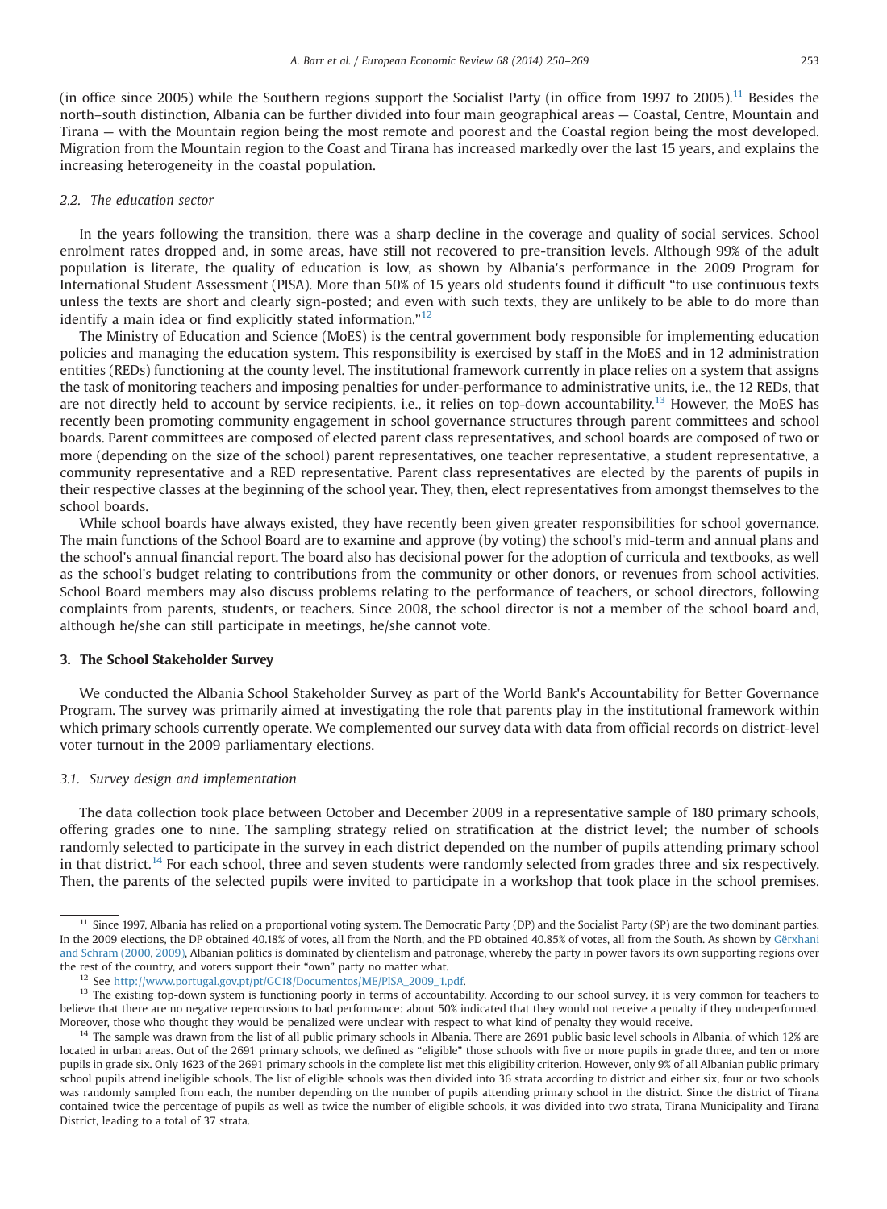(in office since 2005) while the Southern regions support the Socialist Party (in office from 1997 to 2005).[11] Besides the north–south distinction, Albania can be further divided into four main geographical areas — Coastal, Centre, Mountain and Tirana — with the Mountain region being the most remote and poorest and the Coastal region being the most developed. Migration from the Mountain region to the Coast and Tirana has increased markedly over the last 15 years, and explains the increasing heterogeneity in the coastal population.

### 2.2. The education sector

In the years following the transition, there was a sharp decline in the coverage and quality of social services. School enrolment rates dropped and, in some areas, have still not recovered to pre-transition levels. Although 99% of the adult population is literate, the quality of education is low, as shown by Albania's performance in the 2009 Program for International Student Assessment (PISA). More than 50% of 15 years old students found it difficult "to use continuous texts unless the texts are short and clearly sign-posted; and even with such texts, they are unlikely to be able to do more than identify a main idea or find explicitly stated information."[12]

The Ministry of Education and Science (MoES) is the central government body responsible for implementing education policies and managing the education system. This responsibility is exercised by staff in the MoES and in 12 administration entities (REDs) functioning at the county level. The institutional framework currently in place relies on a system that assigns the task of monitoring teachers and imposing penalties for under-performance to administrative units, i.e., the 12 REDs, that are not directly held to account by service recipients, i.e., it relies on top-down accountability.[13] However, the MoES has recently been promoting community engagement in school governance structures through parent committees and school boards. Parent committees are composed of elected parent class representatives, and school boards are composed of two or more (depending on the size of the school) parent representatives, one teacher representative, a student representative, a community representative and a RED representative. Parent class representatives are elected by the parents of pupils in their respective classes at the beginning of the school year. They, then, elect representatives from amongst themselves to the school boards.

While school boards have always existed, they have recently been given greater responsibilities for school governance. The main functions of the School Board are to examine and approve (by voting) the school's mid-term and annual plans and the school's annual financial report. The board also has decisional power for the adoption of curricula and textbooks, as well as the school's budget relating to contributions from the community or other donors, or revenues from school activities. School Board members may also discuss problems relating to the performance of teachers, or school directors, following complaints from parents, students, or teachers. Since 2008, the school director is not a member of the school board and, although he/she can still participate in meetings, he/she cannot vote.

## 3. The School Stakeholder Survey

We conducted the Albania School Stakeholder Survey as part of the World Bank's Accountability for Better Governance Program. The survey was primarily aimed at investigating the role that parents play in the institutional framework within which primary schools currently operate. We complemented our survey data with data from official records on district-level voter turnout in the 2009 parliamentary elections.

### 3.1. Survey design and implementation

The data collection took place between October and December 2009 in a representative sample of 180 primary schools, offering grades one to nine. The sampling strategy relied on stratification at the district level; the number of schools randomly selected to participate in the survey in each district depended on the number of pupils attending primary school in that district.[14] For each school, three and seven students were randomly selected from grades three and six respectively. Then, the parents of the selected pupils were invited to participate in a workshop that took place in the school premises.

---

[11] Since 1997, Albania has relied on a proportional voting system. The Democratic Party (DP) and the Socialist Party (SP) are the two dominant parties. In the 2009 elections, the DP obtained 40.18% of votes, all from the North, and the PD obtained 40.85% of votes, all from the South. As shown by Gërxhani and Schram (2000, 2009), Albanian politics is dominated by clientelism and patronage, whereby the party in power favors its own supporting regions over the rest of the country, and voters support their "own" party no matter what.

[12] See http://www.portugal.gov.pt/pt/GC18/Documentos/ME/PISA_2009_1.pdf.

[13] The existing top-down system is functioning poorly in terms of accountability. According to our school survey, it is very common for teachers to believe that there are no negative repercussions to bad performance: about 50% indicated that they would not receive a penalty if they underperformed. Moreover, those who thought they would be penalized were unclear with respect to what kind of penalty they would receive.

[14] The sample was drawn from the list of all public primary schools in Albania. There are 2691 public basic level schools in Albania, of which 12% are located in urban areas. Out of the 2691 primary schools, we defined as "eligible" those schools with five or more pupils in grade three, and ten or more pupils in grade six. Only 1623 of the 2691 primary schools in the complete list met this eligibility criterion. However, only 9% of all Albanian public primary school pupils attend ineligible schools. The list of eligible schools was then divided into 36 strata according to district and either six, four or two schools was randomly sampled from each, the number depending on the number of pupils attending primary school in the district. Since the district of Tirana contained twice the percentage of pupils as well as twice the number of eligible schools, it was divided into two strata, Tirana Municipality and Tirana District, leading to a total of 37 strata.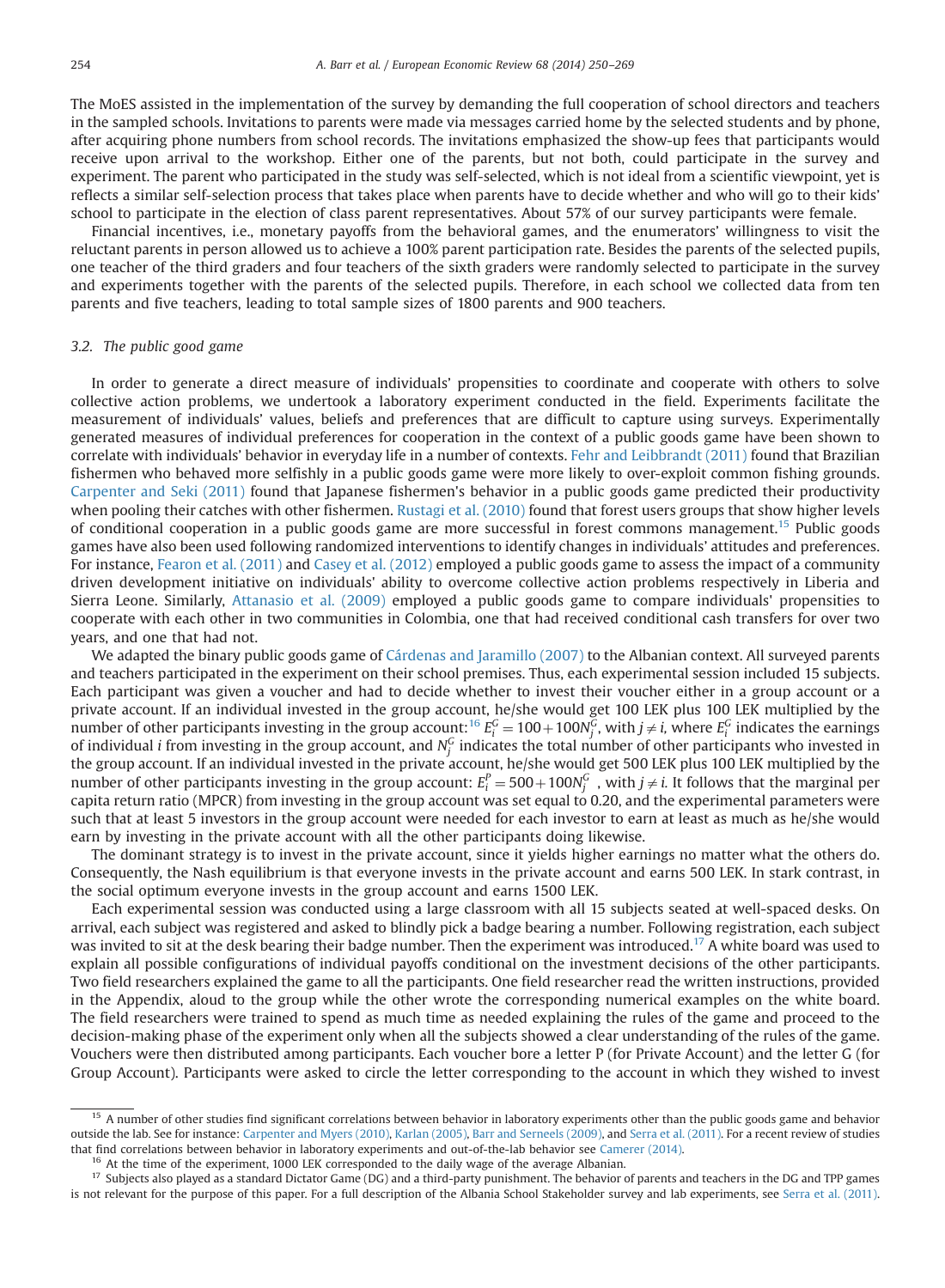The MoES assisted in the implementation of the survey by demanding the full cooperation of school directors and teachers in the sampled schools. Invitations to parents were made via messages carried home by the selected students and by phone, after acquiring phone numbers from school records. The invitations emphasized the show-up fees that participants would receive upon arrival to the workshop. Either one of the parents, but not both, could participate in the survey and experiment. The parent who participated in the study was self-selected, which is not ideal from a scientific viewpoint, yet is reflects a similar self-selection process that takes place when parents have to decide whether and who will go to their kids' school to participate in the election of class parent representatives. About 57% of our survey participants were female.

Financial incentives, i.e., monetary payoffs from the behavioral games, and the enumerators' willingness to visit the reluctant parents in person allowed us to achieve a 100% parent participation rate. Besides the parents of the selected pupils, one teacher of the third graders and four teachers of the sixth graders were randomly selected to participate in the survey and experiments together with the parents of the selected pupils. Therefore, in each school we collected data from ten parents and five teachers, leading to total sample sizes of 1800 parents and 900 teachers.

### 3.2. The public good game

In order to generate a direct measure of individuals' propensities to coordinate and cooperate with others to solve collective action problems, we undertook a laboratory experiment conducted in the field. Experiments facilitate the measurement of individuals' values, beliefs and preferences that are difficult to capture using surveys. Experimentally generated measures of individual preferences for cooperation in the context of a public goods game have been shown to correlate with individuals' behavior in everyday life in a number of contexts. Fehr and Leibbrandt (2011) found that Brazilian fishermen who behaved more selfishly in a public goods game were more likely to over-exploit common fishing grounds. Carpenter and Seki (2011) found that Japanese fishermen's behavior in a public goods game predicted their productivity when pooling their catches with other fishermen. Rustagi et al. (2010) found that forest users groups that show higher levels of conditional cooperation in a public goods game are more successful in forest commons management.[15] Public goods games have also been used following randomized interventions to identify changes in individuals' attitudes and preferences. For instance, Fearon et al. (2011) and Casey et al. (2012) employed a public goods game to assess the impact of a community driven development initiative on individuals' ability to overcome collective action problems respectively in Liberia and Sierra Leone. Similarly, Attanasio et al. (2009) employed a public goods game to compare individuals' propensities to cooperate with each other in two communities in Colombia, one that had received conditional cash transfers for over two years, and one that had not.

We adapted the binary public goods game of Cárdenas and Jaramillo (2007) to the Albanian context. All surveyed parents and teachers participated in the experiment on their school premises. Thus, each experimental session included 15 subjects. Each participant was given a voucher and had to decide whether to invest their voucher either in a group account or a private account. If an individual invested in the group account, he/she would get 100 LEK plus 100 LEK multiplied by the number of other participants investing in the group account:[16] $E_i^G = 100 + 100N_j^G$, with $j \neq i$, where $E_i^G$ indicates the earnings of individual $i$ from investing in the group account, and $N_j^G$ indicates the total number of other participants who invested in the group account. If an individual invested in the private account, he/she would get 500 LEK plus 100 LEK multiplied by the number of other participants investing in the group account: $E_i^P = 500 + 100N_j^G$, with $j \neq i$. It follows that the marginal per capita return ratio (MPCR) from investing in the group account was set equal to 0.20, and the experimental parameters were such that at least 5 investors in the group account were needed for each investor to earn at least as much as he/she would earn by investing in the private account with all the other participants doing likewise.

The dominant strategy is to invest in the private account, since it yields higher earnings no matter what the others do. Consequently, the Nash equilibrium is that everyone invests in the private account and earns 500 LEK. In stark contrast, in the social optimum everyone invests in the group account and earns 1500 LEK.

Each experimental session was conducted using a large classroom with all 15 subjects seated at well-spaced desks. On arrival, each subject was registered and asked to blindly pick a badge bearing a number. Following registration, each subject was invited to sit at the desk bearing their badge number. Then the experiment was introduced.[17] A white board was used to explain all possible configurations of individual payoffs conditional on the investment decisions of the other participants. Two field researchers explained the game to all the participants. One field researcher read the written instructions, provided in the Appendix, aloud to the group while the other wrote the corresponding numerical examples on the white board. The field researchers were trained to spend as much time as needed explaining the rules of the game and proceed to the decision-making phase of the experiment only when all the subjects showed a clear understanding of the rules of the game. Vouchers were then distributed among participants. Each voucher bore a letter P (for Private Account) and the letter G (for Group Account). Participants were asked to circle the letter corresponding to the account in which they wished to invest

[15] A number of other studies find significant correlations between behavior in laboratory experiments other than the public goods game and behavior outside the lab. See for instance: Carpenter and Myers (2010), Karlan (2005), Barr and Serneels (2009), and Serra et al. (2011). For a recent review of studies that find correlations between behavior in laboratory experiments and out-of-the-lab behavior see Camerer (2014).

[16] At the time of the experiment, 1000 LEK corresponded to the daily wage of the average Albanian.

[17] Subjects also played as a standard Dictator Game (DG) and a third-party punishment. The behavior of parents and teachers in the DG and TPP games is not relevant for the purpose of this paper. For a full description of the Albania School Stakeholder survey and lab experiments, see Serra et al. (2011).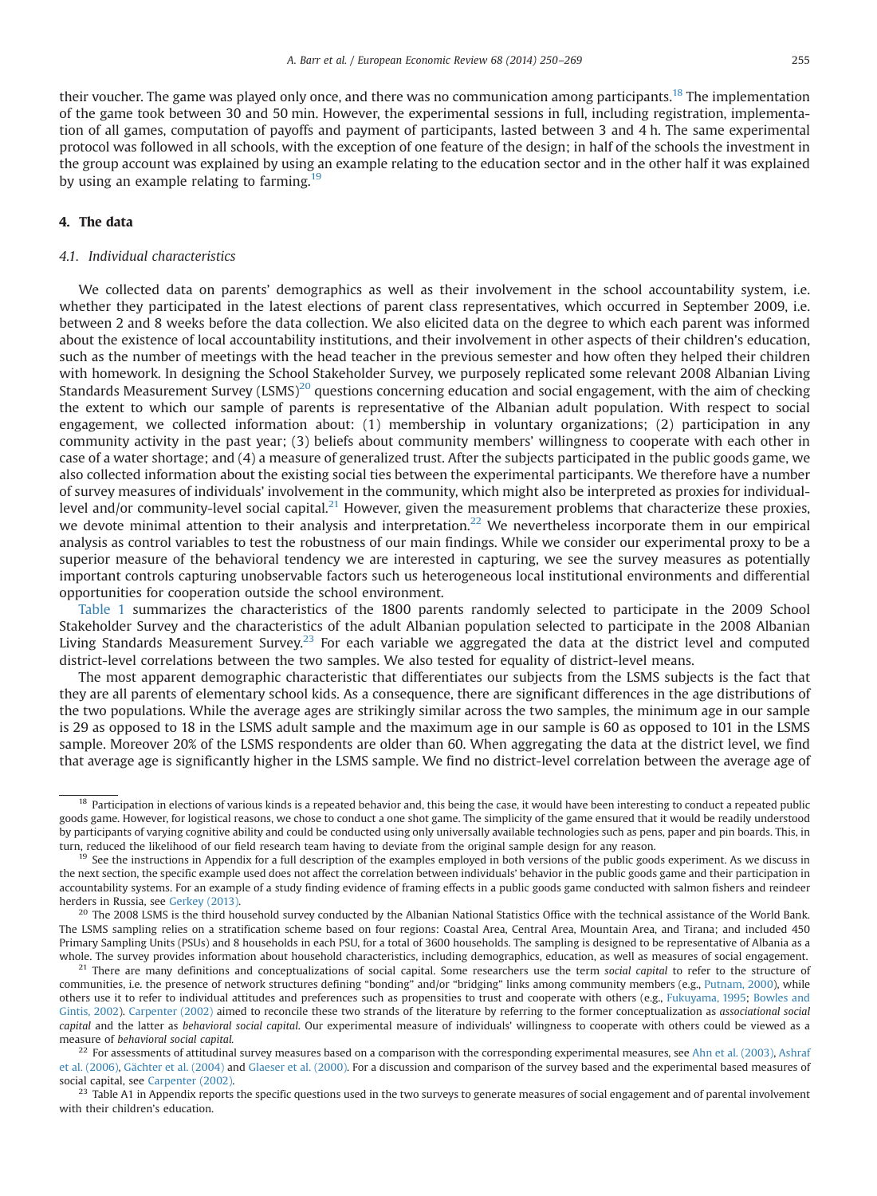their voucher. The game was played only once, and there was no communication among participants.[18] The implementation of the game took between 30 and 50 min. However, the experimental sessions in full, including registration, implementation of all games, computation of payoffs and payment of participants, lasted between 3 and 4 h. The same experimental protocol was followed in all schools, with the exception of one feature of the design; in half of the schools the investment in the group account was explained by using an example relating to the education sector and in the other half it was explained by using an example relating to farming.[19]

## 4. The data

### 4.1. Individual characteristics

We collected data on parents' demographics as well as their involvement in the school accountability system, i.e. whether they participated in the latest elections of parent class representatives, which occurred in September 2009, i.e. between 2 and 8 weeks before the data collection. We also elicited data on the degree to which each parent was informed about the existence of local accountability institutions, and their involvement in other aspects of their children's education, such as the number of meetings with the head teacher in the previous semester and how often they helped their children with homework. In designing the School Stakeholder Survey, we purposely replicated some relevant 2008 Albanian Living Standards Measurement Survey (LSMS)[20] questions concerning education and social engagement, with the aim of checking the extent to which our sample of parents is representative of the Albanian adult population. With respect to social engagement, we collected information about: (1) membership in voluntary organizations; (2) participation in any community activity in the past year; (3) beliefs about community members' willingness to cooperate with each other in case of a water shortage; and (4) a measure of generalized trust. After the subjects participated in the public goods game, we also collected information about the existing social ties between the experimental participants. We therefore have a number of survey measures of individuals' involvement in the community, which might also be interpreted as proxies for individual-level and/or community-level social capital.[21] However, given the measurement problems that characterize these proxies, we devote minimal attention to their analysis and interpretation.[22] We nevertheless incorporate them in our empirical analysis as control variables to test the robustness of our main findings. While we consider our experimental proxy to be a superior measure of the behavioral tendency we are interested in capturing, we see the survey measures as potentially important controls capturing unobservable factors such us heterogeneous local institutional environments and differential opportunities for cooperation outside the school environment.

Table 1 summarizes the characteristics of the 1800 parents randomly selected to participate in the 2009 School Stakeholder Survey and the characteristics of the adult Albanian population selected to participate in the 2008 Albanian Living Standards Measurement Survey.[23] For each variable we aggregated the data at the district level and computed district-level correlations between the two samples. We also tested for equality of district-level means.

The most apparent demographic characteristic that differentiates our subjects from the LSMS subjects is the fact that they are all parents of elementary school kids. As a consequence, there are significant differences in the age distributions of the two populations. While the average ages are strikingly similar across the two samples, the minimum age in our sample is 29 as opposed to 18 in the LSMS adult sample and the maximum age in our sample is 60 as opposed to 101 in the LSMS sample. Moreover 20% of the LSMS respondents are older than 60. When aggregating the data at the district level, we find that average age is significantly higher in the LSMS sample. We find no district-level correlation between the average age of

---

[18] Participation in elections of various kinds is a repeated behavior and, this being the case, it would have been interesting to conduct a repeated public goods game. However, for logistical reasons, we chose to conduct a one shot game. The simplicity of the game ensured that it would be readily understood by participants of varying cognitive ability and could be conducted using only universally available technologies such as pens, paper and pin boards. This, in turn, reduced the likelihood of our field research team having to deviate from the original sample design for any reason.

[19] See the instructions in Appendix for a full description of the examples employed in both versions of the public goods experiment. As we discuss in the next section, the specific example used does not affect the correlation between individuals' behavior in the public goods game and their participation in accountability systems. For an example of a study finding evidence of framing effects in a public goods game conducted with salmon fishers and reindeer herders in Russia, see Gerkey (2013).

[20] The 2008 LSMS is the third household survey conducted by the Albanian National Statistics Office with the technical assistance of the World Bank. The LSMS sampling relies on a stratification scheme based on four regions: Coastal Area, Central Area, Mountain Area, and Tirana; and included 450 Primary Sampling Units (PSUs) and 8 households in each PSU, for a total of 3600 households. The sampling is designed to be representative of Albania as a whole. The survey provides information about household characteristics, including demographics, education, as well as measures of social engagement.

[21] There are many definitions and conceptualizations of social capital. Some researchers use the term *social capital* to refer to the structure of communities, i.e. the presence of network structures defining "bonding" and/or "bridging" links among community members (e.g., Putnam, 2000), while others use it to refer to individual attitudes and preferences such as propensities to trust and cooperate with others (e.g., Fukuyama, 1995; Bowles and Gintis, 2002). Carpenter (2002) aimed to reconcile these two strands of the literature by referring to the former conceptualization as *associational social capital* and the latter as *behavioral social capital*. Our experimental measure of individuals' willingness to cooperate with others could be viewed as a measure of *behavioral social capital*.

[22] For assessments of attitudinal survey measures based on a comparison with the corresponding experimental measures, see Ahn et al. (2003), Ashraf et al. (2006), Gächter et al. (2004) and Glaeser et al. (2000). For a discussion and comparison of the survey based and the experimental based measures of social capital, see Carpenter (2002).

[23] Table A1 in Appendix reports the specific questions used in the two surveys to generate measures of social engagement and of parental involvement with their children's education.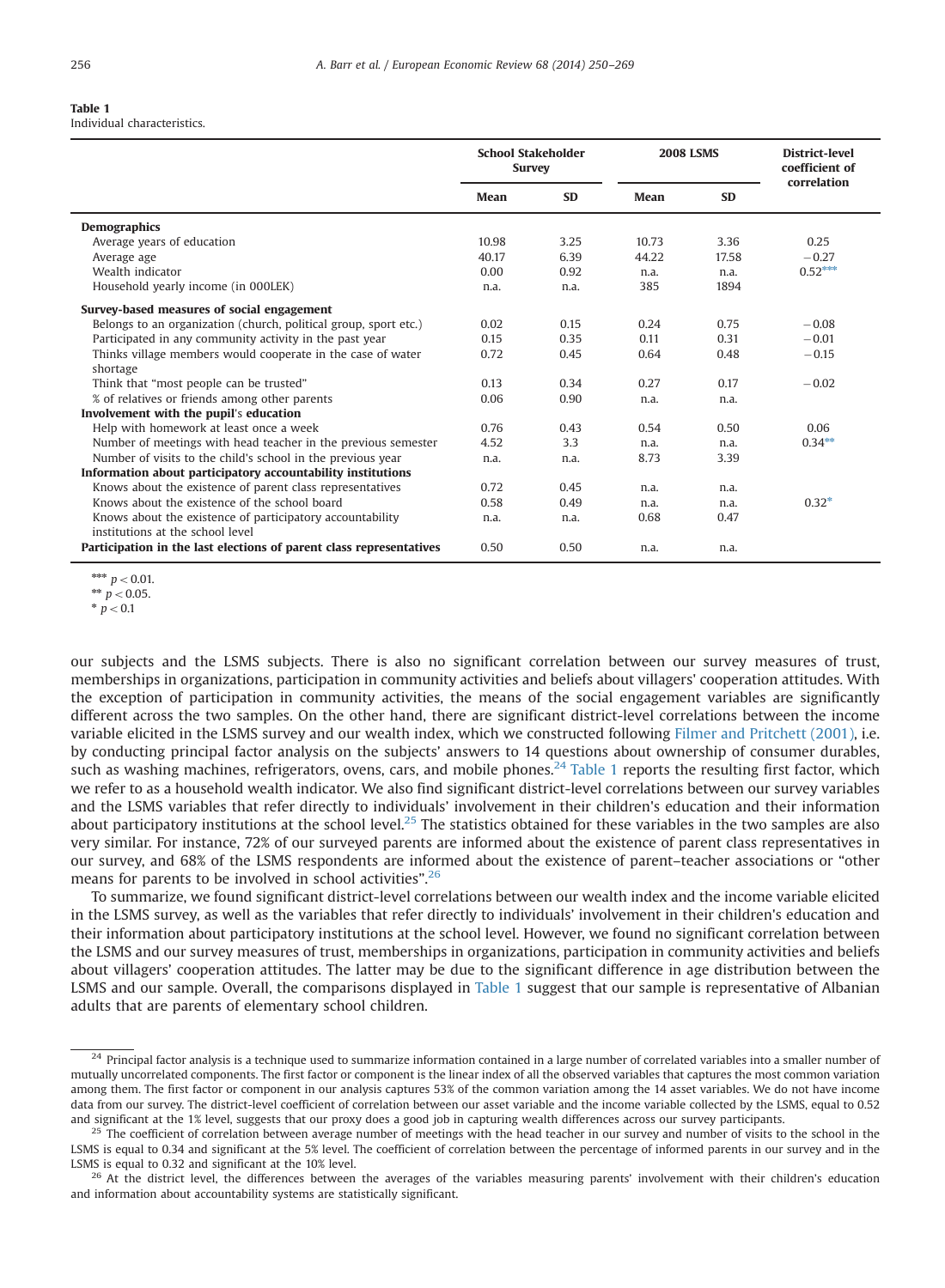**Table 1**
Individual characteristics.

| | School Stakeholder Survey | | 2008 LSMS | | District-level coefficient of correlation |
|---|---|---|---|---|---|
| | Mean | SD | Mean | SD | |
| **Demographics** | | | | | |
| Average years of education | 10.98 | 3.25 | 10.73 | 3.36 | 0.25 |
| Average age | 40.17 | 6.39 | 44.22 | 17.58 | −0.27 |
| Wealth indicator | 0.00 | 0.92 | n.a. | n.a. | 0.52*** |
| Household yearly income (in 000LEK) | n.a. | n.a. | 385 | 1894 | |
| **Survey-based measures of social engagement** | | | | | |
| Belongs to an organization (church, political group, sport etc.) | 0.02 | 0.15 | 0.24 | 0.75 | −0.08 |
| Participated in any community activity in the past year | 0.15 | 0.35 | 0.11 | 0.31 | −0.01 |
| Thinks village members would cooperate in the case of water shortage | 0.72 | 0.45 | 0.64 | 0.48 | −0.15 |
| Think that "most people can be trusted" | 0.13 | 0.34 | 0.27 | 0.17 | −0.02 |
| % of relatives or friends among other parents | 0.06 | 0.90 | n.a. | n.a. | |
| **Involvement with the pupil's education** | | | | | |
| Help with homework at least once a week | 0.76 | 0.43 | 0.54 | 0.50 | 0.06 |
| Number of meetings with head teacher in the previous semester | 4.52 | 3.3 | n.a. | n.a. | 0.34** |
| Number of visits to the child's school in the previous year | n.a. | n.a. | 8.73 | 3.39 | |
| **Information about participatory accountability institutions** | | | | | |
| Knows about the existence of parent class representatives | 0.72 | 0.45 | n.a. | n.a. | |
| Knows about the existence of the school board | 0.58 | 0.49 | n.a. | n.a. | 0.32* |
| Knows about the existence of participatory accountability institutions at the school level | n.a. | n.a. | 0.68 | 0.47 | |
| **Participation in the last elections of parent class representatives** | 0.50 | 0.50 | n.a. | n.a. | |

*** $p < 0.01$.
** $p < 0.05$.
* $p < 0.1$

our subjects and the LSMS subjects. There is also no significant correlation between our survey measures of trust, memberships in organizations, participation in community activities and beliefs about villagers' cooperation attitudes. With the exception of participation in community activities, the means of the social engagement variables are significantly different across the two samples. On the other hand, there are significant district-level correlations between the income variable elicited in the LSMS survey and our wealth index, which we constructed following Filmer and Pritchett (2001), i.e. by conducting principal factor analysis on the subjects' answers to 14 questions about ownership of consumer durables, such as washing machines, refrigerators, ovens, cars, and mobile phones.[24] Table 1 reports the resulting first factor, which we refer to as a household wealth indicator. We also find significant district-level correlations between our survey variables and the LSMS variables that refer directly to individuals' involvement in their children's education and their information about participatory institutions at the school level.[25] The statistics obtained for these variables in the two samples are also very similar. For instance, 72% of our surveyed parents are informed about the existence of parent class representatives in our survey, and 68% of the LSMS respondents are informed about the existence of parent–teacher associations or "other means for parents to be involved in school activities".[26]

To summarize, we found significant district-level correlations between our wealth index and the income variable elicited in the LSMS survey, as well as the variables that refer directly to individuals' involvement in their children's education and their information about participatory institutions at the school level. However, we found no significant correlation between the LSMS and our survey measures of trust, memberships in organizations, participation in community activities and beliefs about villagers' cooperation attitudes. The latter may be due to the significant difference in age distribution between the LSMS and our sample. Overall, the comparisons displayed in Table 1 suggest that our sample is representative of Albanian adults that are parents of elementary school children.

[24] Principal factor analysis is a technique used to summarize information contained in a large number of correlated variables into a smaller number of mutually uncorrelated components. The first factor or component is the linear index of all the observed variables that captures the most common variation among them. The first factor or component in our analysis captures 53% of the common variation among the 14 asset variables. We do not have income data from our survey. The district-level coefficient of correlation between our asset variable and the income variable collected by the LSMS, equal to 0.52 and significant at the 1% level, suggests that our proxy does a good job in capturing wealth differences across our survey participants.

[25] The coefficient of correlation between average number of meetings with the head teacher in our survey and number of visits to the school in the LSMS is equal to 0.34 and significant at the 5% level. The coefficient of correlation between the percentage of informed parents in our survey and in the LSMS is equal to 0.32 and significant at the 10% level.

[26] At the district level, the differences between the averages of the variables measuring parents' involvement with their children's education and information about accountability systems are statistically significant.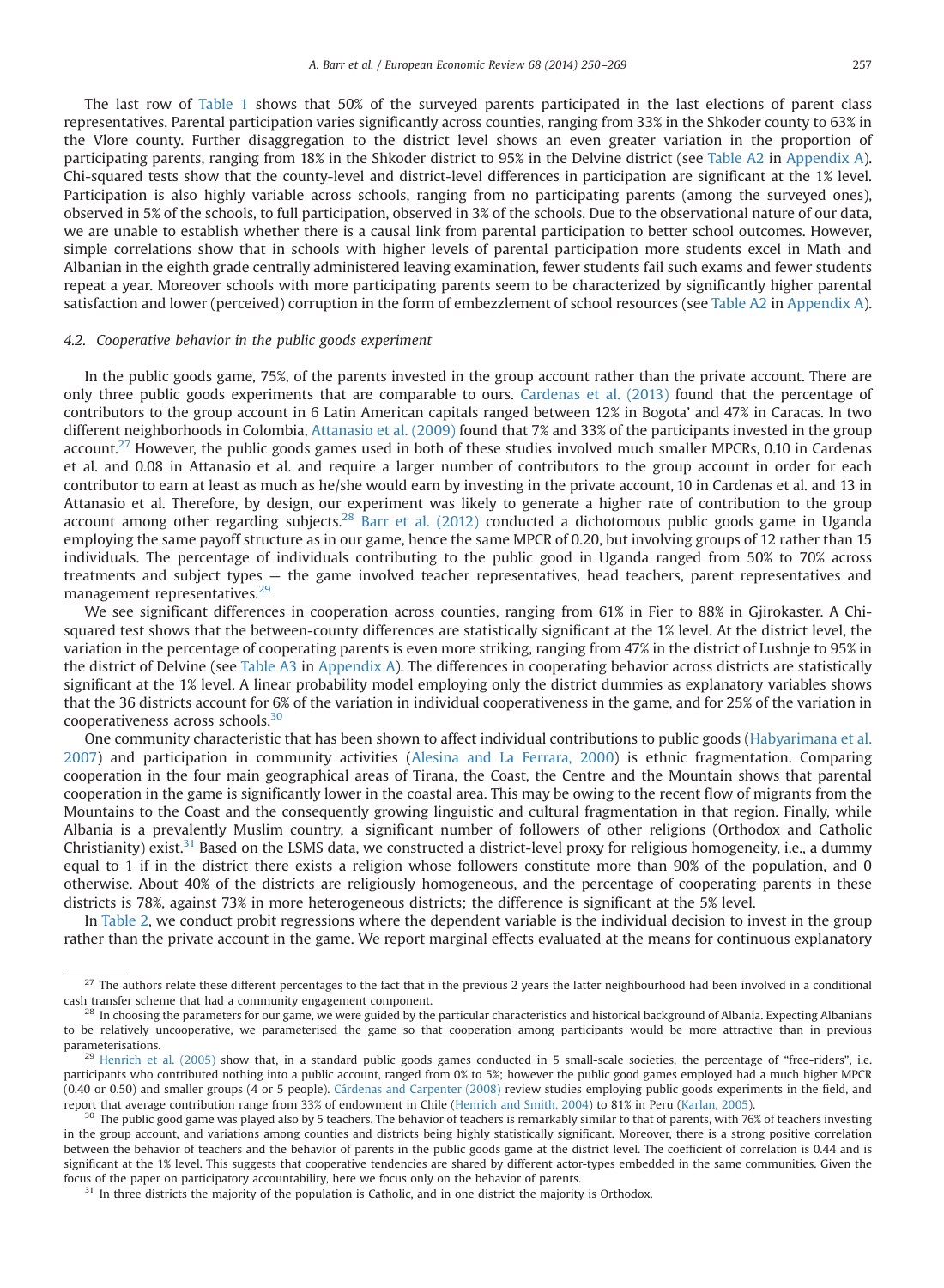The last row of Table 1 shows that 50% of the surveyed parents participated in the last elections of parent class representatives. Parental participation varies significantly across counties, ranging from 33% in the Shkoder county to 63% in the Vlore county. Further disaggregation to the district level shows an even greater variation in the proportion of participating parents, ranging from 18% in the Shkoder district to 95% in the Delvine district (see Table A2 in Appendix A). Chi-squared tests show that the county-level and district-level differences in participation are significant at the 1% level. Participation is also highly variable across schools, ranging from no participating parents (among the surveyed ones), observed in 5% of the schools, to full participation, observed in 3% of the schools. Due to the observational nature of our data, we are unable to establish whether there is a causal link from parental participation to better school outcomes. However, simple correlations show that in schools with higher levels of parental participation more students excel in Math and Albanian in the eighth grade centrally administered leaving examination, fewer students fail such exams and fewer students repeat a year. Moreover schools with more participating parents seem to be characterized by significantly higher parental satisfaction and lower (perceived) corruption in the form of embezzlement of school resources (see Table A2 in Appendix A).

### 4.2. *Cooperative behavior in the public goods experiment*

In the public goods game, 75%, of the parents invested in the group account rather than the private account. There are only three public goods experiments that are comparable to ours. Cardenas et al. (2013) found that the percentage of contributors to the group account in 6 Latin American capitals ranged between 12% in Bogota' and 47% in Caracas. In two different neighborhoods in Colombia, Attanasio et al. (2009) found that 7% and 33% of the participants invested in the group account.[27] However, the public goods games used in both of these studies involved much smaller MPCRs, 0.10 in Cardenas et al. and 0.08 in Attanasio et al. and require a larger number of contributors to the group account in order for each contributor to earn at least as much as he/she would earn by investing in the private account, 10 in Cardenas et al. and 13 in Attanasio et al. Therefore, by design, our experiment was likely to generate a higher rate of contribution to the group account among other regarding subjects.[28] Barr et al. (2012) conducted a dichotomous public goods game in Uganda employing the same payoff structure as in our game, hence the same MPCR of 0.20, but involving groups of 12 rather than 15 individuals. The percentage of individuals contributing to the public good in Uganda ranged from 50% to 70% across treatments and subject types — the game involved teacher representatives, head teachers, parent representatives and management representatives.[29]

We see significant differences in cooperation across counties, ranging from 61% in Fier to 88% in Gjirokaster. A Chi-squared test shows that the between-county differences are statistically significant at the 1% level. At the district level, the variation in the percentage of cooperating parents is even more striking, ranging from 47% in the district of Lushnje to 95% in the district of Delvine (see Table A3 in Appendix A). The differences in cooperating behavior across districts are statistically significant at the 1% level. A linear probability model employing only the district dummies as explanatory variables shows that the 36 districts account for 6% of the variation in individual cooperativeness in the game, and for 25% of the variation in cooperativeness across schools.[30]

One community characteristic that has been shown to affect individual contributions to public goods (Habyarimana et al. 2007) and participation in community activities (Alesina and La Ferrara, 2000) is ethnic fragmentation. Comparing cooperation in the four main geographical areas of Tirana, the Coast, the Centre and the Mountain shows that parental cooperation in the game is significantly lower in the coastal area. This may be owing to the recent flow of migrants from the Mountains to the Coast and the consequently growing linguistic and cultural fragmentation in that region. Finally, while Albania is a prevalently Muslim country, a significant number of followers of other religions (Orthodox and Catholic Christianity) exist.[31] Based on the LSMS data, we constructed a district-level proxy for religious homogeneity, i.e., a dummy equal to 1 if in the district there exists a religion whose followers constitute more than 90% of the population, and 0 otherwise. About 40% of the districts are religiously homogeneous, and the percentage of cooperating parents in these districts is 78%, against 73% in more heterogeneous districts; the difference is significant at the 5% level.

In Table 2, we conduct probit regressions where the dependent variable is the individual decision to invest in the group rather than the private account in the game. We report marginal effects evaluated at the means for continuous explanatory

---

[27] The authors relate these different percentages to the fact that in the previous 2 years the latter neighbourhood had been involved in a conditional cash transfer scheme that had a community engagement component.

[28] In choosing the parameters for our game, we were guided by the particular characteristics and historical background of Albania. Expecting Albanians to be relatively uncooperative, we parameterised the game so that cooperation among participants would be more attractive than in previous parameterisations.

[29] Henrich et al. (2005) show that, in a standard public goods games conducted in 5 small-scale societies, the percentage of "free-riders", i.e. participants who contributed nothing into a public account, ranged from 0% to 5%; however the public good games employed had a much higher MPCR (0.40 or 0.50) and smaller groups (4 or 5 people). Cárdenas and Carpenter (2008) review studies employing public goods experiments in the field, and report that average contribution range from 33% of endowment in Chile (Henrich and Smith, 2004) to 81% in Peru (Karlan, 2005).

[30] The public good game was played also by 5 teachers. The behavior of teachers is remarkably similar to that of parents, with 76% of teachers investing in the group account, and variations among counties and districts being highly statistically significant. Moreover, there is a strong positive correlation between the behavior of teachers and the behavior of parents in the public goods game at the district level. The coefficient of correlation is 0.44 and is significant at the 1% level. This suggests that cooperative tendencies are shared by different actor-types embedded in the same communities. Given the focus of the paper on participatory accountability, here we focus only on the behavior of parents.

[31] In three districts the majority of the population is Catholic, and in one district the majority is Orthodox.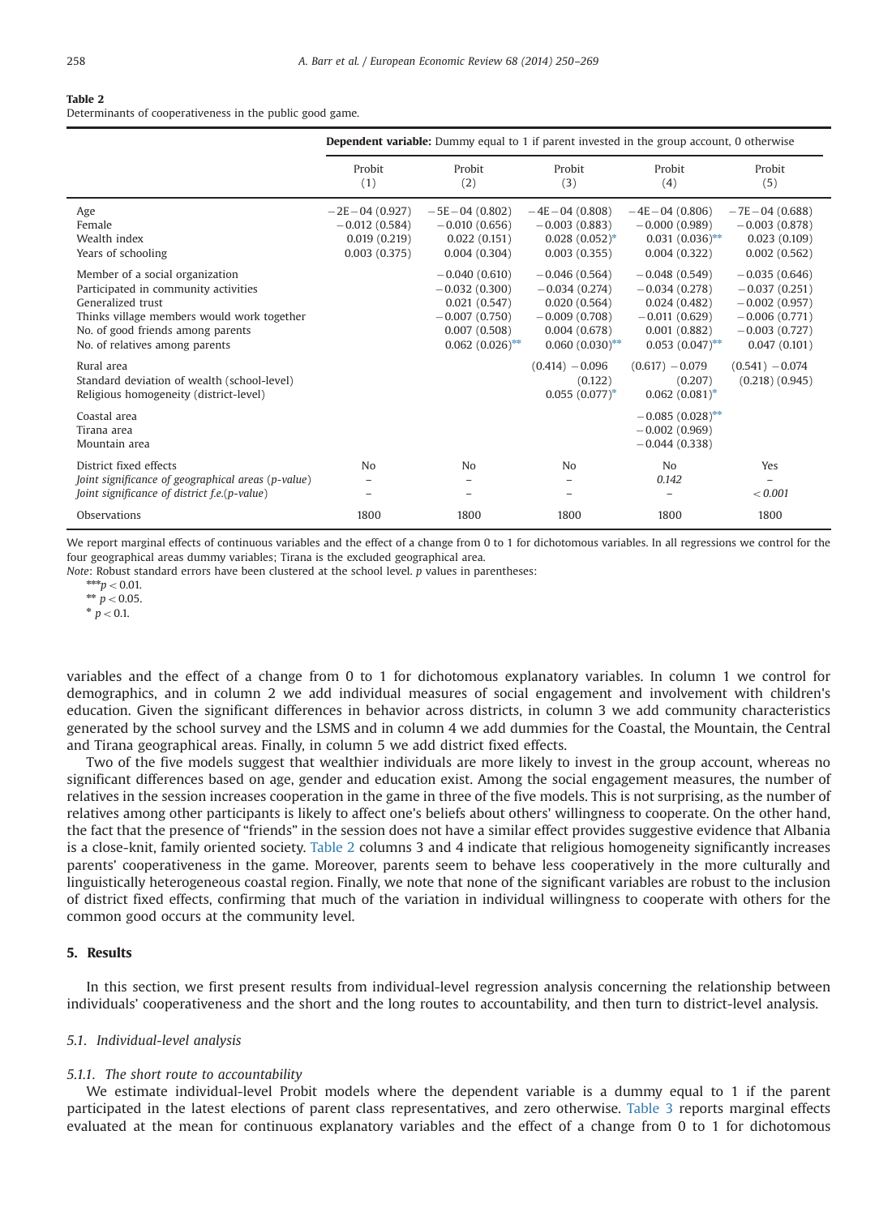**Table 2**
Determinants of cooperativeness in the public good game.

| | **Dependent variable:** Dummy equal to 1 if parent invested in the group account, 0 otherwise | | | | |
|---|---|---|---|---|---|
| | Probit (1) | Probit (2) | Probit (3) | Probit (4) | Probit (5) |
| Age | −2E−04 (0.927) | −5E−04 (0.802) | −4E−04 (0.808) | −4E−04 (0.806) | −7E−04 (0.688) |
| Female | −0.012 (0.584) | −0.010 (0.656) | −0.003 (0.883) | −0.000 (0.989) | −0.003 (0.878) |
| Wealth index | 0.019 (0.219) | 0.022 (0.151) | 0.028 (0.052)* | 0.031 (0.036)** | 0.023 (0.109) |
| Years of schooling | 0.003 (0.375) | 0.004 (0.304) | 0.003 (0.355) | 0.004 (0.322) | 0.002 (0.562) |
| Member of a social organization | | −0.040 (0.610) | −0.046 (0.564) | −0.048 (0.549) | −0.035 (0.646) |
| Participated in community activities | | −0.032 (0.300) | −0.034 (0.274) | −0.034 (0.278) | −0.037 (0.251) |
| Generalized trust | | 0.021 (0.547) | 0.020 (0.564) | 0.024 (0.482) | −0.002 (0.957) |
| Thinks village members would work together | | −0.007 (0.750) | −0.009 (0.708) | −0.011 (0.629) | −0.006 (0.771) |
| No. of good friends among parents | | 0.007 (0.508) | 0.004 (0.678) | 0.001 (0.882) | −0.003 (0.727) |
| No. of relatives among parents | | 0.062 (0.026)** | 0.060 (0.030)** | 0.053 (0.047)** | 0.047 (0.101) |
| Rural area | | | (0.414) −0.096 | (0.617) −0.079 | (0.541) −0.074 |
| Standard deviation of wealth (school-level) | | | (0.122) | (0.207) | (0.218) (0.945) |
| Religious homogeneity (district-level) | | | 0.055 (0.077)* | 0.062 (0.081)* | |
| Coastal area | | | | −0.085 (0.028)** | |
| Tirana area | | | | −0.002 (0.969) | |
| Mountain area | | | | −0.044 (0.338) | |
| District fixed effects | No | No | No | No | Yes |
| *Joint significance of geographical areas (p-value)* | – | – | – | *0.142* | – |
| *Joint significance of district f.e.(p-value)* | – | – | – | – | *< 0.001* |
| Observations | 1800 | 1800 | 1800 | 1800 | 1800 |

We report marginal effects of continuous variables and the effect of a change from 0 to 1 for dichotomous variables. In all regressions we control for the four geographical areas dummy variables; Tirana is the excluded geographical area.

*Note*: Robust standard errors have been clustered at the school level. *p* values in parentheses:

*** $p < 0.01$.

** $p < 0.05$.

* $p < 0.1$.

variables and the effect of a change from 0 to 1 for dichotomous explanatory variables. In column 1 we control for demographics, and in column 2 we add individual measures of social engagement and involvement with children's education. Given the significant differences in behavior across districts, in column 3 we add community characteristics generated by the school survey and the LSMS and in column 4 we add dummies for the Coastal, the Mountain, the Central and Tirana geographical areas. Finally, in column 5 we add district fixed effects.

Two of the five models suggest that wealthier individuals are more likely to invest in the group account, whereas no significant differences based on age, gender and education exist. Among the social engagement measures, the number of relatives in the session increases cooperation in the game in three of the five models. This is not surprising, as the number of relatives among other participants is likely to affect one's beliefs about others' willingness to cooperate. On the other hand, the fact that the presence of "friends" in the session does not have a similar effect provides suggestive evidence that Albania is a close-knit, family oriented society. Table 2 columns 3 and 4 indicate that religious homogeneity significantly increases parents' cooperativeness in the game. Moreover, parents seem to behave less cooperatively in the more culturally and linguistically heterogeneous coastal region. Finally, we note that none of the significant variables are robust to the inclusion of district fixed effects, confirming that much of the variation in individual willingness to cooperate with others for the common good occurs at the community level.

## 5. Results

In this section, we first present results from individual-level regression analysis concerning the relationship between individuals' cooperativeness and the short and the long routes to accountability, and then turn to district-level analysis.

### 5.1. Individual-level analysis

#### 5.1.1. The short route to accountability

We estimate individual-level Probit models where the dependent variable is a dummy equal to 1 if the parent participated in the latest elections of parent class representatives, and zero otherwise. Table 3 reports marginal effects evaluated at the mean for continuous explanatory variables and the effect of a change from 0 to 1 for dichotomous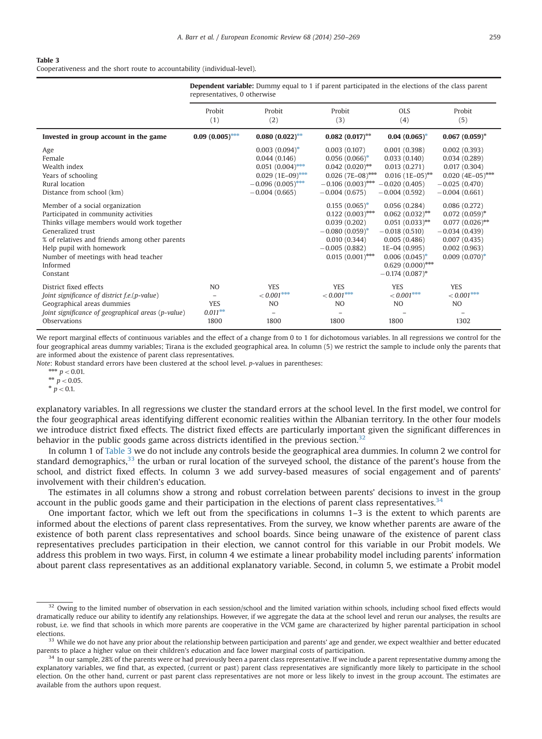**Table 3**
Cooperativeness and the short route to accountability (individual-level).

| | **Dependent variable:** Dummy equal to 1 if parent participated in the elections of the class parent representatives, 0 otherwise | | | | |
|---|---|---|---|---|---|
| | Probit (1) | Probit (2) | Probit (3) | OLS (4) | Probit (5) |
| **Invested in group account in the game** | **0.09 (0.005)*****| **0.080 (0.022)**** | **0.082 (0.017)**** | **0.04 (0.065)*** | **0.067 (0.059)*** |
| Age | | 0.003 (0.094)* | 0.003 (0.107) | 0.001 (0.398) | 0.002 (0.393) |
| Female | | 0.044 (0.146) | 0.056 (0.066)* | 0.033 (0.140) | 0.034 (0.289) |
| Wealth index | | 0.051 (0.004)*** | 0.042 (0.020)** | 0.013 (0.271) | 0.017 (0.304) |
| Years of schooling | | 0.029 (1E–09)*** | 0.026 (7E–08)*** | 0.016 (1E–05)** | 0.020 (4E–05)*** |
| Rural location | | −0.096 (0.005)*** | −0.106 (0.003)*** | −0.020 (0.405) | −0.025 (0.470) |
| Distance from school (km) | | −0.004 (0.665) | −0.004 (0.675) | −0.004 (0.592) | −0.004 (0.661) |
| Member of a social organization | | | 0.155 (0.065)* | 0.056 (0.284) | 0.086 (0.272) |
| Participated in community activities | | | 0.122 (0.003)*** | 0.062 (0.032)** | 0.072 (0.059)* |
| Thinks village members would work together | | | 0.039 (0.202) | 0.051 (0.033)** | 0.077 (0.026)** |
| Generalized trust | | | −0.080 (0.059)* | −0.018 (0.510) | −0.034 (0.439) |
| % of relatives and friends among other parents | | | 0.010 (0.344) | 0.005 (0.486) | 0.007 (0.435) |
| Help pupil with homework | | | −0.005 (0.882) | 1E–04 (0.995) | 0.002 (0.963) |
| Number of meetings with head teacher | | | 0.015 (0.001)*** | 0.006 (0.045)* | 0.009 (0.070)* |
| Informed | | | | 0.629 (0.000)*** | |
| Constant | | | | −0.174 (0.087)* | |
| District fixed effects | NO | YES | YES | YES | YES |
| *Joint significance of district f.e.(p-value)* | – | *< 0.001**** | *< 0.001**** | *< 0.001**** | *< 0.001**** |
| Geographical areas dummies | YES | NO | NO | NO | NO |
| *Joint significance of geographical areas (p-value)* | *0.011*** | – | – | – | – |
| Observations | 1800 | 1800 | 1800 | 1800 | 1302 |

We report marginal effects of continuous variables and the effect of a change from 0 to 1 for dichotomous variables. In all regressions we control for the four geographical areas dummy variables; Tirana is the excluded geographical area. In column (5) we restrict the sample to include only the parents that are informed about the existence of parent class representatives.

*Note*: Robust standard errors have been clustered at the school level. *p*-values in parentheses:

*** $p<0.01$.

** $p<0.05$.

* $p<0.1$.

explanatory variables. In all regressions we cluster the standard errors at the school level. In the first model, we control for the four geographical areas identifying different economic realities within the Albanian territory. In the other four models we introduce district fixed effects. The district fixed effects are particularly important given the significant differences in behavior in the public goods game across districts identified in the previous section.[32]

In column 1 of Table 3 we do not include any controls beside the geographical area dummies. In column 2 we control for standard demographics,[33] the urban or rural location of the surveyed school, the distance of the parent's house from the school, and district fixed effects. In column 3 we add survey-based measures of social engagement and of parents' involvement with their children's education.

The estimates in all columns show a strong and robust correlation between parents' decisions to invest in the group account in the public goods game and their participation in the elections of parent class representatives.[34]

One important factor, which we left out from the specifications in columns 1–3 is the extent to which parents are informed about the elections of parent class representatives. From the survey, we know whether parents are aware of the existence of both parent class representatives and school boards. Since being unaware of the existence of parent class representatives precludes participation in their election, we cannot control for this variable in our Probit models. We address this problem in two ways. First, in column 4 we estimate a linear probability model including parents' information about parent class representatives as an additional explanatory variable. Second, in column 5, we estimate a Probit model

[32] Owing to the limited number of observation in each session/school and the limited variation within schools, including school fixed effects would dramatically reduce our ability to identify any relationships. However, if we aggregate the data at the school level and rerun our analyses, the results are robust, i.e. we find that schools in which more parents are cooperative in the VCM game are characterized by higher parental participation in school elections.

[33] While we do not have any prior about the relationship between participation and parents' age and gender, we expect wealthier and better educated parents to place a higher value on their children's education and face lower marginal costs of participation.

[34] In our sample, 28% of the parents were or had previously been a parent class representative. If we include a parent representative dummy among the explanatory variables, we find that, as expected, (current or past) parent class representatives are significantly more likely to participate in the school election. On the other hand, current or past parent class representatives are not more or less likely to invest in the group account. The estimates are available from the authors upon request.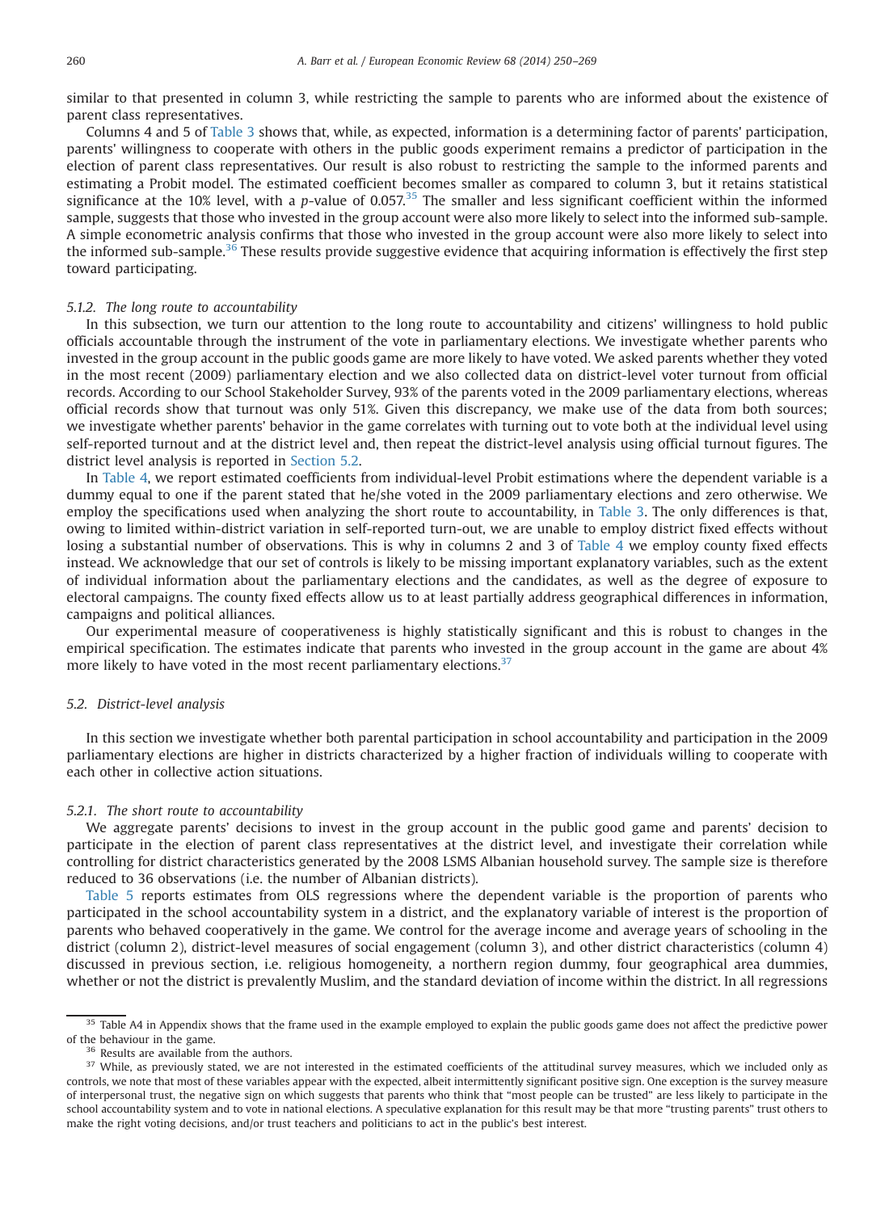similar to that presented in column 3, while restricting the sample to parents who are informed about the existence of parent class representatives.

Columns 4 and 5 of Table 3 shows that, while, as expected, information is a determining factor of parents' participation, parents' willingness to cooperate with others in the public goods experiment remains a predictor of participation in the election of parent class representatives. Our result is also robust to restricting the sample to the informed parents and estimating a Probit model. The estimated coefficient becomes smaller as compared to column 3, but it retains statistical significance at the 10% level, with a $p$-value of 0.057.[35] The smaller and less significant coefficient within the informed sample, suggests that those who invested in the group account were also more likely to select into the informed sub-sample. A simple econometric analysis confirms that those who invested in the group account were also more likely to select into the informed sub-sample.[36] These results provide suggestive evidence that acquiring information is effectively the first step toward participating.

#### 5.1.2. The long route to accountability

In this subsection, we turn our attention to the long route to accountability and citizens' willingness to hold public officials accountable through the instrument of the vote in parliamentary elections. We investigate whether parents who invested in the group account in the public goods game are more likely to have voted. We asked parents whether they voted in the most recent (2009) parliamentary election and we also collected data on district-level voter turnout from official records. According to our School Stakeholder Survey, 93% of the parents voted in the 2009 parliamentary elections, whereas official records show that turnout was only 51%. Given this discrepancy, we make use of the data from both sources; we investigate whether parents' behavior in the game correlates with turning out to vote both at the individual level using self-reported turnout and at the district level and, then repeat the district-level analysis using official turnout figures. The district level analysis is reported in Section 5.2.

In Table 4, we report estimated coefficients from individual-level Probit estimations where the dependent variable is a dummy equal to one if the parent stated that he/she voted in the 2009 parliamentary elections and zero otherwise. We employ the specifications used when analyzing the short route to accountability, in Table 3. The only differences is that, owing to limited within-district variation in self-reported turn-out, we are unable to employ district fixed effects without losing a substantial number of observations. This is why in columns 2 and 3 of Table 4 we employ county fixed effects instead. We acknowledge that our set of controls is likely to be missing important explanatory variables, such as the extent of individual information about the parliamentary elections and the candidates, as well as the degree of exposure to electoral campaigns. The county fixed effects allow us to at least partially address geographical differences in information, campaigns and political alliances.

Our experimental measure of cooperativeness is highly statistically significant and this is robust to changes in the empirical specification. The estimates indicate that parents who invested in the group account in the game are about 4% more likely to have voted in the most recent parliamentary elections.[37]

### 5.2. District-level analysis

In this section we investigate whether both parental participation in school accountability and participation in the 2009 parliamentary elections are higher in districts characterized by a higher fraction of individuals willing to cooperate with each other in collective action situations.

#### 5.2.1. The short route to accountability

We aggregate parents' decisions to invest in the group account in the public good game and parents' decision to participate in the election of parent class representatives at the district level, and investigate their correlation while controlling for district characteristics generated by the 2008 LSMS Albanian household survey. The sample size is therefore reduced to 36 observations (i.e. the number of Albanian districts).

Table 5 reports estimates from OLS regressions where the dependent variable is the proportion of parents who participated in the school accountability system in a district, and the explanatory variable of interest is the proportion of parents who behaved cooperatively in the game. We control for the average income and average years of schooling in the district (column 2), district-level measures of social engagement (column 3), and other district characteristics (column 4) discussed in previous section, i.e. religious homogeneity, a northern region dummy, four geographical area dummies, whether or not the district is prevalently Muslim, and the standard deviation of income within the district. In all regressions

---

[35] Table A4 in Appendix shows that the frame used in the example employed to explain the public goods game does not affect the predictive power of the behaviour in the game.

[36] Results are available from the authors.

[37] While, as previously stated, we are not interested in the estimated coefficients of the attitudinal survey measures, which we included only as controls, we note that most of these variables appear with the expected, albeit intermittently significant positive sign. One exception is the survey measure of interpersonal trust, the negative sign on which suggests that parents who think that "most people can be trusted" are less likely to participate in the school accountability system and to vote in national elections. A speculative explanation for this result may be that more "trusting parents" trust others to make the right voting decisions, and/or trust teachers and politicians to act in the public's best interest.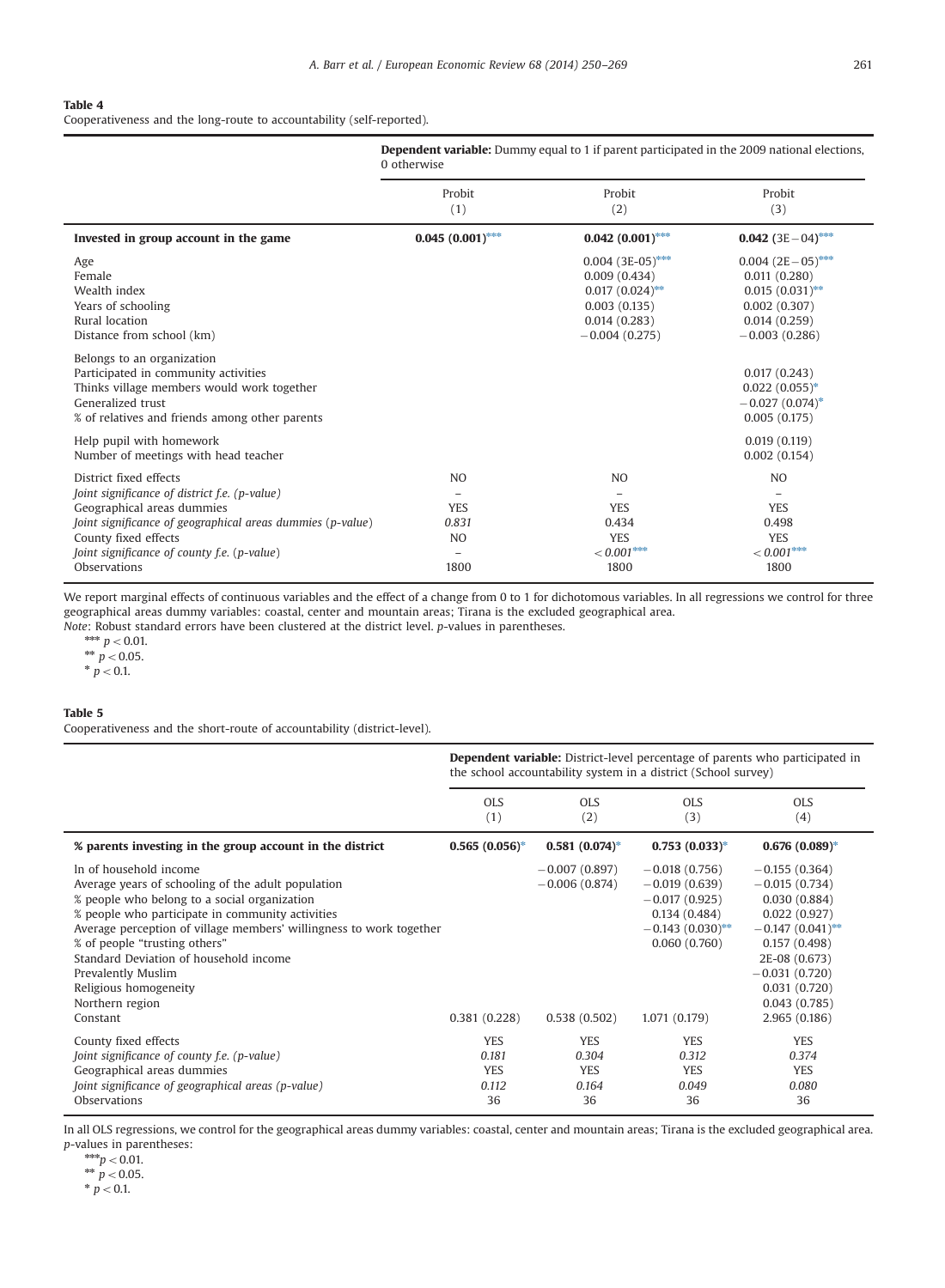**Table 4**
Cooperativeness and the long-route to accountability (self-reported).

| | **Dependent variable:** Dummy equal to 1 if parent participated in the 2009 national elections, 0 otherwise | | |
|---|---|---|---|
| | Probit (1) | Probit (2) | Probit (3) |
| **Invested in group account in the game** | **0.045 (0.001)*** ** | **0.042 (0.001)*** ** | **0.042 (3E−04)*** ** |
| Age | | 0.004 (3E-05)*** | 0.004 (2E−05)*** |
| Female | | 0.009 (0.434) | 0.011 (0.280) |
| Wealth index | | 0.017 (0.024)** | 0.015 (0.031)** |
| Years of schooling | | 0.003 (0.135) | 0.002 (0.307) |
| Rural location | | 0.014 (0.283) | 0.014 (0.259) |
| Distance from school (km) | | −0.004 (0.275) | −0.003 (0.286) |
| Belongs to an organization | | | |
| Participated in community activities | | | 0.017 (0.243) |
| Thinks village members would work together | | | 0.022 (0.055)* |
| Generalized trust | | | −0.027 (0.074)* |
| % of relatives and friends among other parents | | | 0.005 (0.175) |
| Help pupil with homework | | | 0.019 (0.119) |
| Number of meetings with head teacher | | | 0.002 (0.154) |
| District fixed effects | NO | NO | NO |
| *Joint significance of district f.e. (p-value)* | – | – | – |
| Geographical areas dummies | YES | YES | YES |
| *Joint significance of geographical areas dummies (p-value)* | *0.831* | 0.434 | 0.498 |
| County fixed effects | NO | YES | YES |
| *Joint significance of county f.e. (p-value)* | – | *< 0.001**** | *< 0.001**** |
| Observations | 1800 | 1800 | 1800 |

We report marginal effects of continuous variables and the effect of a change from 0 to 1 for dichotomous variables. In all regressions we control for three geographical areas dummy variables: coastal, center and mountain areas; Tirana is the excluded geographical area.
*Note*: Robust standard errors have been clustered at the district level. *p*-values in parentheses.

*** $p < 0.01$.
** $p < 0.05$.
* $p < 0.1$.

**Table 5**
Cooperativeness and the short-route of accountability (district-level).

| | **Dependent variable:** District-level percentage of parents who participated in the school accountability system in a district (School survey) | | | |
|---|---|---|---|---|
| | OLS (1) | OLS (2) | OLS (3) | OLS (4) |
| **% parents investing in the group account in the district** | **0.565 (0.056)*** | **0.581 (0.074)*** | **0.753 (0.033)*** | **0.676 (0.089)*** |
| ln of household income | | −0.007 (0.897) | −0.018 (0.756) | −0.155 (0.364) |
| Average years of schooling of the adult population | | −0.006 (0.874) | −0.019 (0.639) | −0.015 (0.734) |
| % people who belong to a social organization | | | −0.017 (0.925) | 0.030 (0.884) |
| % people who participate in community activities | | | 0.134 (0.484) | 0.022 (0.927) |
| Average perception of village members' willingness to work together | | | −0.143 (0.030)** | −0.147 (0.041)** |
| % of people "trusting others" | | | 0.060 (0.760) | 0.157 (0.498) |
| Standard Deviation of household income | | | | 2E-08 (0.673) |
| Prevalently Muslim | | | | −0.031 (0.720) |
| Religious homogeneity | | | | 0.031 (0.720) |
| Northern region | | | | 0.043 (0.785) |
| Constant | 0.381 (0.228) | 0.538 (0.502) | 1.071 (0.179) | 2.965 (0.186) |
| County fixed effects | YES | YES | YES | YES |
| *Joint significance of county f.e. (p-value)* | *0.181* | *0.304* | *0.312* | *0.374* |
| Geographical areas dummies | YES | YES | YES | YES |
| *Joint significance of geographical areas (p-value)* | *0.112* | *0.164* | *0.049* | *0.080* |
| Observations | 36 | 36 | 36 | 36 |

In all OLS regressions, we control for the geographical areas dummy variables: coastal, center and mountain areas; Tirana is the excluded geographical area. *p*-values in parentheses:

*** $p < 0.01$.
** $p < 0.05$.
* $p < 0.1$.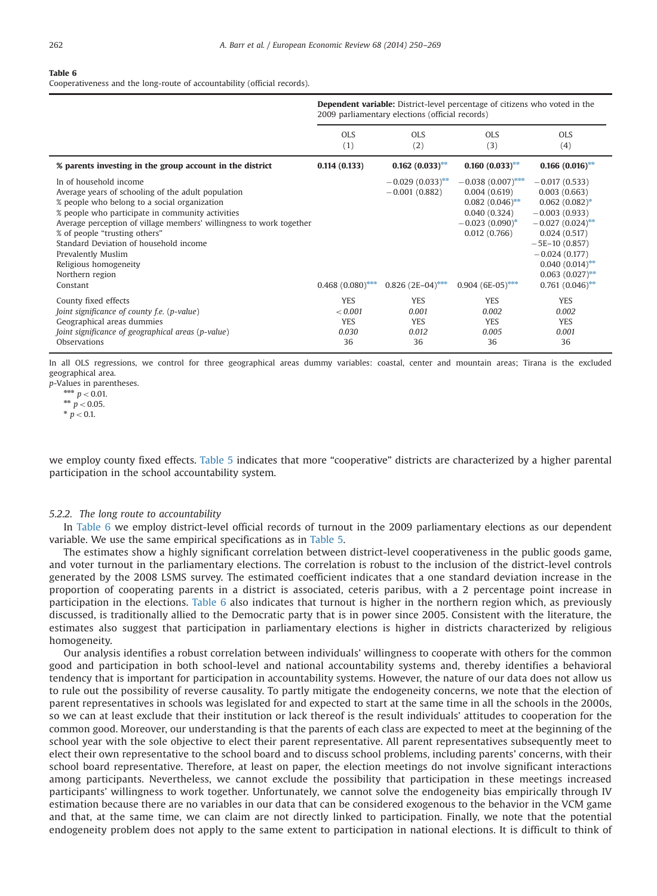**Table 6**
Cooperativeness and the long-route of accountability (official records).

| | **Dependent variable:** District-level percentage of citizens who voted in the 2009 parliamentary elections (official records) | | | |
|---|---|---|---|---|
| | OLS (1) | OLS (2) | OLS (3) | OLS (4) |
| **% parents investing in the group account in the district** | **0.114 (0.133)** | **0.162 (0.033)**** | **0.160 (0.033)**** | **0.166 (0.016)**** |
| ln of household income | | −0.029 (0.033)** | −0.038 (0.007)*** | −0.017 (0.533) |
| Average years of schooling of the adult population | | −0.001 (0.882) | 0.004 (0.619) | 0.003 (0.663) |
| % people who belong to a social organization | | | 0.082 (0.046)** | 0.062 (0.082)* |
| % people who participate in community activities | | | 0.040 (0.324) | −0.003 (0.933) |
| Average perception of village members' willingness to work together | | | −0.023 (0.090)* | −0.027 (0.024)** |
| % of people "trusting others" | | | 0.012 (0.766) | 0.024 (0.517) |
| Standard Deviation of household income | | | | −5E–10 (0.857) |
| Prevalently Muslim | | | | −0.024 (0.177) |
| Religious homogeneity | | | | 0.040 (0.014)** |
| Northern region | | | | 0.063 (0.027)** |
| Constant | 0.468 (0.080)*** | 0.826 (2E–04)*** | 0.904 (6E-05)*** | 0.761 (0.046)** |
| County fixed effects | YES | YES | YES | YES |
| *Joint significance of county f.e. (p-value)* | *<0.001* | *0.001* | *0.002* | *0.002* |
| Geographical areas dummies | YES | YES | YES | YES |
| *Joint significance of geographical areas (p-value)* | *0.030* | *0.012* | *0.005* | *0.001* |
| Observations | 36 | 36 | 36 | 36 |

In all OLS regressions, we control for three geographical areas dummy variables: coastal, center and mountain areas; Tirana is the excluded geographical area.
*p*-Values in parentheses.
*** $p < 0.01$.
** $p < 0.05$.
* $p < 0.1$.

we employ county fixed effects. Table 5 indicates that more "cooperative" districts are characterized by a higher parental participation in the school accountability system.

### 5.2.2. The long route to accountability

In Table 6 we employ district-level official records of turnout in the 2009 parliamentary elections as our dependent variable. We use the same empirical specifications as in Table 5.

The estimates show a highly significant correlation between district-level cooperativeness in the public goods game, and voter turnout in the parliamentary elections. The correlation is robust to the inclusion of the district-level controls generated by the 2008 LSMS survey. The estimated coefficient indicates that a one standard deviation increase in the proportion of cooperating parents in a district is associated, ceteris paribus, with a 2 percentage point increase in participation in the elections. Table 6 also indicates that turnout is higher in the northern region which, as previously discussed, is traditionally allied to the Democratic party that is in power since 2005. Consistent with the literature, the estimates also suggest that participation in parliamentary elections is higher in districts characterized by religious homogeneity.

Our analysis identifies a robust correlation between individuals' willingness to cooperate with others for the common good and participation in both school-level and national accountability systems and, thereby identifies a behavioral tendency that is important for participation in accountability systems. However, the nature of our data does not allow us to rule out the possibility of reverse causality. To partly mitigate the endogeneity concerns, we note that the election of parent representatives in schools was legislated for and expected to start at the same time in all the schools in the 2000s, so we can at least exclude that their institution or lack thereof is the result individuals' attitudes to cooperation for the common good. Moreover, our understanding is that the parents of each class are expected to meet at the beginning of the school year with the sole objective to elect their parent representative. All parent representatives subsequently meet to elect their own representative to the school board and to discuss school problems, including parents' concerns, with their school board representative. Therefore, at least on paper, the election meetings do not involve significant interactions among participants. Nevertheless, we cannot exclude the possibility that participation in these meetings increased participants' willingness to work together. Unfortunately, we cannot solve the endogeneity bias empirically through IV estimation because there are no variables in our data that can be considered exogenous to the behavior in the VCM game and that, at the same time, we can claim are not directly linked to participation. Finally, we note that the potential endogeneity problem does not apply to the same extent to participation in national elections. It is difficult to think of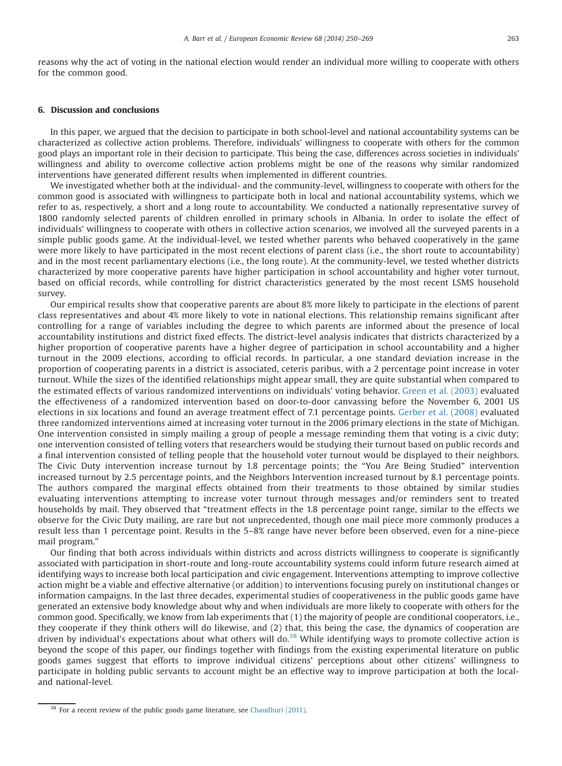reasons why the act of voting in the national election would render an individual more willing to cooperate with others for the common good.

## 6. Discussion and conclusions

In this paper, we argued that the decision to participate in both school-level and national accountability systems can be characterized as collective action problems. Therefore, individuals' willingness to cooperate with others for the common good plays an important role in their decision to participate. This being the case, differences across societies in individuals' willingness and ability to overcome collective action problems might be one of the reasons why similar randomized interventions have generated different results when implemented in different countries.

We investigated whether both at the individual- and the community-level, willingness to cooperate with others for the common good is associated with willingness to participate both in local and national accountability systems, which we refer to as, respectively, a short and a long route to accountability. We conducted a nationally representative survey of 1800 randomly selected parents of children enrolled in primary schools in Albania. In order to isolate the effect of individuals' willingness to cooperate with others in collective action scenarios, we involved all the surveyed parents in a simple public goods game. At the individual-level, we tested whether parents who behaved cooperatively in the game were more likely to have participated in the most recent elections of parent class (i.e., the short route to accountability) and in the most recent parliamentary elections (i.e., the long route). At the community-level, we tested whether districts characterized by more cooperative parents have higher participation in school accountability and higher voter turnout, based on official records, while controlling for district characteristics generated by the most recent LSMS household survey.

Our empirical results show that cooperative parents are about 8% more likely to participate in the elections of parent class representatives and about 4% more likely to vote in national elections. This relationship remains significant after controlling for a range of variables including the degree to which parents are informed about the presence of local accountability institutions and district fixed effects. The district-level analysis indicates that districts characterized by a higher proportion of cooperative parents have a higher degree of participation in school accountability and a higher turnout in the 2009 elections, according to official records. In particular, a one standard deviation increase in the proportion of cooperating parents in a district is associated, ceteris paribus, with a 2 percentage point increase in voter turnout. While the sizes of the identified relationships might appear small, they are quite substantial when compared to the estimated effects of various randomized interventions on individuals' voting behavior. Green et al. (2003) evaluated the effectiveness of a randomized intervention based on door-to-door canvassing before the November 6, 2001 US elections in six locations and found an average treatment effect of 7.1 percentage points. Gerber et al. (2008) evaluated three randomized interventions aimed at increasing voter turnout in the 2006 primary elections in the state of Michigan. One intervention consisted in simply mailing a group of people a message reminding them that voting is a civic duty; one intervention consisted of telling voters that researchers would be studying their turnout based on public records and a final intervention consisted of telling people that the household voter turnout would be displayed to their neighbors. The Civic Duty intervention increase turnout by 1.8 percentage points; the "You Are Being Studied" intervention increased turnout by 2.5 percentage points, and the Neighbors Intervention increased turnout by 8.1 percentage points. The authors compared the marginal effects obtained from their treatments to those obtained by similar studies evaluating interventions attempting to increase voter turnout through messages and/or reminders sent to treated households by mail. They observed that "treatment effects in the 1.8 percentage point range, similar to the effects we observe for the Civic Duty mailing, are rare but not unprecedented, though one mail piece more commonly produces a result less than 1 percentage point. Results in the 5–8% range have never before been observed, even for a nine-piece mail program."

Our finding that both across individuals within districts and across districts willingness to cooperate is significantly associated with participation in short-route and long-route accountability systems could inform future research aimed at identifying ways to increase both local participation and civic engagement. Interventions attempting to improve collective action might be a viable and effective alternative (or addition) to interventions focusing purely on institutional changes or information campaigns. In the last three decades, experimental studies of cooperativeness in the public goods game have generated an extensive body knowledge about why and when individuals are more likely to cooperate with others for the common good. Specifically, we know from lab experiments that (1) the majority of people are conditional cooperators, i.e., they cooperate if they think others will do likewise, and (2) that, this being the case, the dynamics of cooperation are driven by individual's expectations about what others will do.[38] While identifying ways to promote collective action is beyond the scope of this paper, our findings together with findings from the existing experimental literature on public goods games suggest that efforts to improve individual citizens' perceptions about other citizens' willingness to participate in holding public servants to account might be an effective way to improve participation at both the local- and national-level.

[38] For a recent review of the public goods game literature, see Chaudhuri (2011).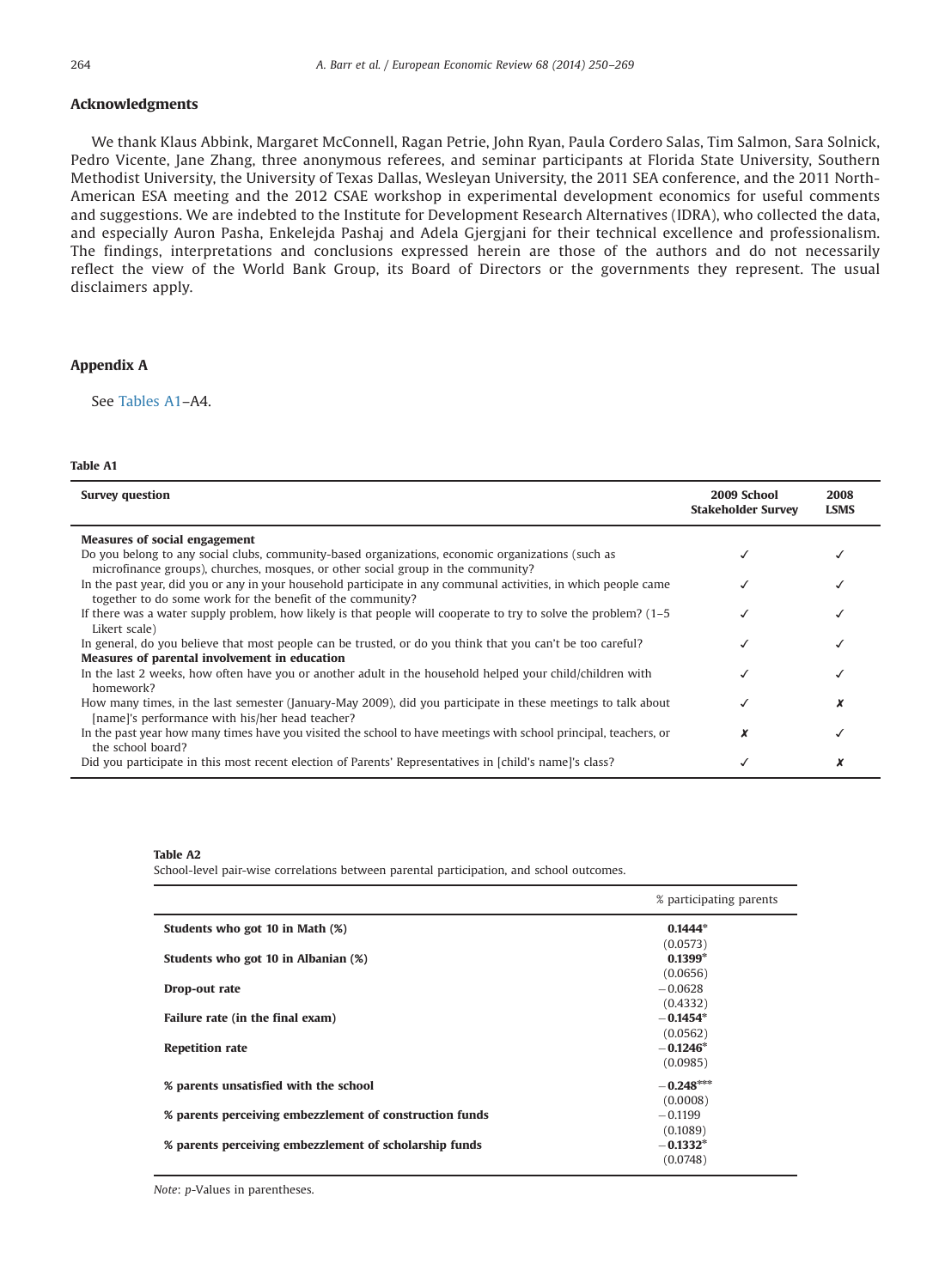## Acknowledgments

We thank Klaus Abbink, Margaret McConnell, Ragan Petrie, John Ryan, Paula Cordero Salas, Tim Salmon, Sara Solnick, Pedro Vicente, Jane Zhang, three anonymous referees, and seminar participants at Florida State University, Southern Methodist University, the University of Texas Dallas, Wesleyan University, the 2011 SEA conference, and the 2011 North-American ESA meeting and the 2012 CSAE workshop in experimental development economics for useful comments and suggestions. We are indebted to the Institute for Development Research Alternatives (IDRA), who collected the data, and especially Auron Pasha, Enkelejda Pashaj and Adela Gjergjani for their technical excellence and professionalism. The findings, interpretations and conclusions expressed herein are those of the authors and do not necessarily reflect the view of the World Bank Group, its Board of Directors or the governments they represent. The usual disclaimers apply.

## Appendix A

See Tables A1–A4.

**Table A1**

| Survey question | 2009 School Stakeholder Survey | 2008 LSMS |
|---|---|---|
| **Measures of social engagement** | | |
| Do you belong to any social clubs, community-based organizations, economic organizations (such as microfinance groups), churches, mosques, or other social group in the community? | ✓ | ✓ |
| In the past year, did you or any in your household participate in any communal activities, in which people came together to do some work for the benefit of the community? | ✓ | ✓ |
| If there was a water supply problem, how likely is that people will cooperate to try to solve the problem? (1–5 Likert scale) | ✓ | ✓ |
| In general, do you believe that most people can be trusted, or do you think that you can't be too careful? | ✓ | ✓ |
| **Measures of parental involvement in education** | | |
| In the last 2 weeks, how often have you or another adult in the household helped your child/children with homework? | ✓ | ✓ |
| How many times, in the last semester (January-May 2009), did you participate in these meetings to talk about [name]'s performance with his/her head teacher? | ✓ | ✗ |
| In the past year how many times have you visited the school to have meetings with school principal, teachers, or the school board? | ✗ | ✓ |
| Did you participate in this most recent election of Parents' Representatives in [child's name]'s class? | ✓ | ✗ |

**Table A2**

School-level pair-wise correlations between parental participation, and school outcomes.

| | % participating parents |
|---|---|
| **Students who got 10 in Math (%)** | **0.1444*** <br>(0.0573) |
| **Students who got 10 in Albanian (%)** | **0.1399*** <br>(0.0656) |
| **Drop-out rate** | −0.0628<br>(0.4332) |
| **Failure rate (in the final exam)** | **−0.1454*** <br>(0.0562) |
| **Repetition rate** | **−0.1246*** <br>(0.0985) |
| **% parents unsatisfied with the school** | **−0.248***** <br>(0.0008) |
| **% parents perceiving embezzlement of construction funds** | −0.1199<br>(0.1089) |
| **% parents perceiving embezzlement of scholarship funds** | **−0.1332*** <br>(0.0748) |

*Note*: *p*-Values in parentheses.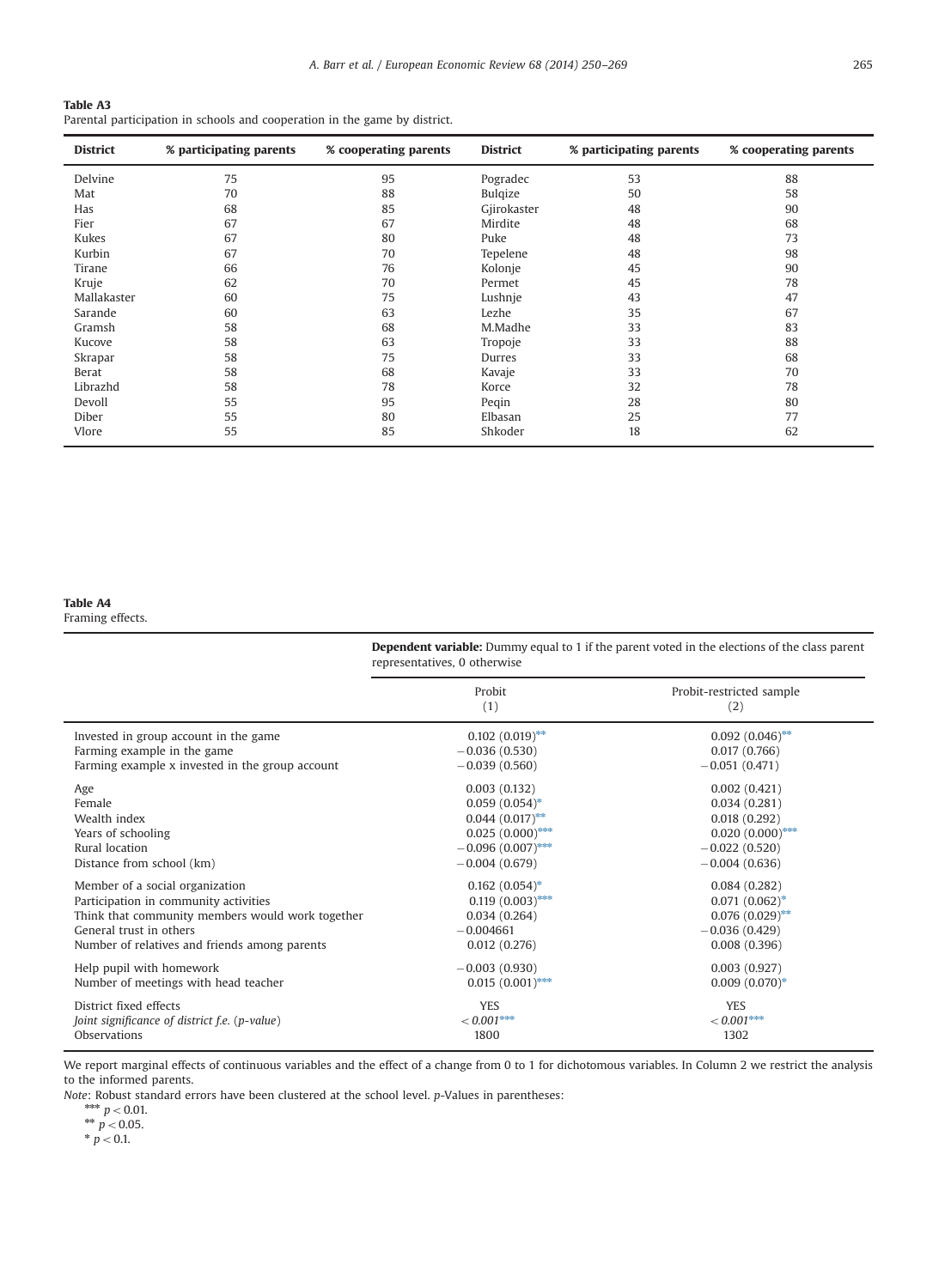**Table A3**
Parental participation in schools and cooperation in the game by district.

| District | % participating parents | % cooperating parents | District | % participating parents | % cooperating parents |
|---|---|---|---|---|---|
| Delvine | 75 | 95 | Pogradec | 53 | 88 |
| Mat | 70 | 88 | Bulqize | 50 | 58 |
| Has | 68 | 85 | Gjirokaster | 48 | 90 |
| Fier | 67 | 67 | Mirdite | 48 | 68 |
| Kukes | 67 | 80 | Puke | 48 | 73 |
| Kurbin | 67 | 70 | Tepelene | 48 | 98 |
| Tirane | 66 | 76 | Kolonje | 45 | 90 |
| Kruje | 62 | 70 | Permet | 45 | 78 |
| Mallakaster | 60 | 75 | Lushnje | 43 | 47 |
| Sarande | 60 | 63 | Lezhe | 35 | 67 |
| Gramsh | 58 | 68 | M.Madhe | 33 | 83 |
| Kucove | 58 | 63 | Tropoje | 33 | 88 |
| Skrapar | 58 | 75 | Durres | 33 | 68 |
| Berat | 58 | 68 | Kavaje | 33 | 70 |
| Librazhd | 58 | 78 | Korce | 32 | 78 |
| Devoll | 55 | 95 | Peqin | 28 | 80 |
| Diber | 55 | 80 | Elbasan | 25 | 77 |
| Vlore | 55 | 85 | Shkoder | 18 | 62 |

**Table A4**
Framing effects.

| | **Dependent variable:** Dummy equal to 1 if the parent voted in the elections of the class parent representatives, 0 otherwise | |
|---|---|---|
| | Probit (1) | Probit-restricted sample (2) |
| Invested in group account in the game | 0.102 (0.019)** | 0.092 (0.046)** |
| Farming example in the game | −0.036 (0.530) | 0.017 (0.766) |
| Farming example x invested in the group account | −0.039 (0.560) | −0.051 (0.471) |
| Age | 0.003 (0.132) | 0.002 (0.421) |
| Female | 0.059 (0.054)* | 0.034 (0.281) |
| Wealth index | 0.044 (0.017)** | 0.018 (0.292) |
| Years of schooling | 0.025 (0.000)*** | 0.020 (0.000)*** |
| Rural location | −0.096 (0.007)*** | −0.022 (0.520) |
| Distance from school (km) | −0.004 (0.679) | −0.004 (0.636) |
| Member of a social organization | 0.162 (0.054)* | 0.084 (0.282) |
| Participation in community activities | 0.119 (0.003)*** | 0.071 (0.062)* |
| Think that community members would work together | 0.034 (0.264) | 0.076 (0.029)** |
| General trust in others | −0.004661 | −0.036 (0.429) |
| Number of relatives and friends among parents | 0.012 (0.276) | 0.008 (0.396) |
| Help pupil with homework | −0.003 (0.930) | 0.003 (0.927) |
| Number of meetings with head teacher | 0.015 (0.001)*** | 0.009 (0.070)* |
| District fixed effects | YES | YES |
| *Joint significance of district f.e. (p-value)* | *< 0.001****** | *< 0.001****** |
| Observations | 1800 | 1302 |

We report marginal effects of continuous variables and the effect of a change from 0 to 1 for dichotomous variables. In Column 2 we restrict the analysis to the informed parents.

*Note:* Robust standard errors have been clustered at the school level. *p*-Values in parentheses:

*** $p < 0.01$.

** $p < 0.05$.

* $p < 0.1$.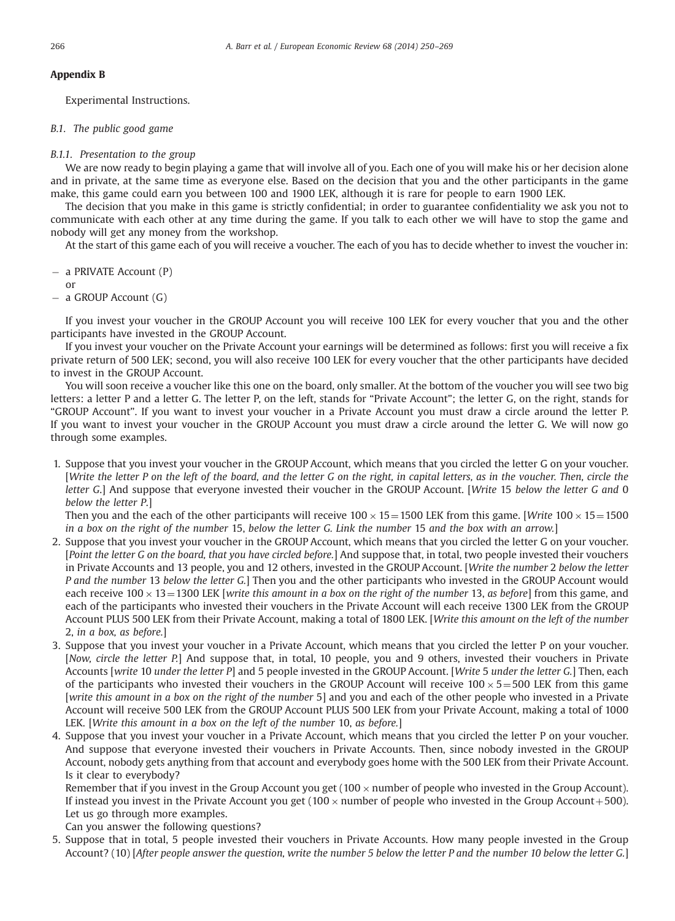## Appendix B

Experimental Instructions.

### *B.1. The public good game*

#### *B.1.1. Presentation to the group*

We are now ready to begin playing a game that will involve all of you. Each one of you will make his or her decision alone and in private, at the same time as everyone else. Based on the decision that you and the other participants in the game make, this game could earn you between 100 and 1900 LEK, although it is rare for people to earn 1900 LEK.

The decision that you make in this game is strictly confidential; in order to guarantee confidentiality we ask you not to communicate with each other at any time during the game. If you talk to each other we will have to stop the game and nobody will get any money from the workshop.

At the start of this game each of you will receive a voucher. The each of you has to decide whether to invest the voucher in:

- a PRIVATE Account (P)
  or
- a GROUP Account (G)

If you invest your voucher in the GROUP Account you will receive 100 LEK for every voucher that you and the other participants have invested in the GROUP Account.

If you invest your voucher on the Private Account your earnings will be determined as follows: first you will receive a fix private return of 500 LEK; second, you will also receive 100 LEK for every voucher that the other participants have decided to invest in the GROUP Account.

You will soon receive a voucher like this one on the board, only smaller. At the bottom of the voucher you will see two big letters: a letter P and a letter G. The letter P, on the left, stands for "Private Account"; the letter G, on the right, stands for "GROUP Account". If you want to invest your voucher in a Private Account you must draw a circle around the letter P. If you want to invest your voucher in the GROUP Account you must draw a circle around the letter G. We will now go through some examples.

1. Suppose that you invest your voucher in the GROUP Account, which means that you circled the letter G on your voucher. [*Write the letter P on the left of the board, and the letter G on the right, in capital letters, as in the voucher. Then, circle the letter G.*] And suppose that everyone invested their voucher in the GROUP Account. [*Write* 15 *below the letter G and* 0 *below the letter P.*]
   Then you and the each of the other participants will receive $100 \times 15 = 1500$ LEK from this game. [*Write* $100 \times 15 = 1500$ *in a box on the right of the number* 15, *below the letter G. Link the number* 15 *and the box with an arrow.*]
2. Suppose that you invest your voucher in the GROUP Account, which means that you circled the letter G on your voucher. [*Point the letter G on the board, that you have circled before.*] And suppose that, in total, two people invested their vouchers in Private Accounts and 13 people, you and 12 others, invested in the GROUP Account. [*Write the number* 2 *below the letter P and the number* 13 *below the letter G.*] Then you and the other participants who invested in the GROUP Account would each receive $100 \times 13 = 1300$ LEK [*write this amount in a box on the right of the number* 13, *as before*] from this game, and each of the participants who invested their vouchers in the Private Account will each receive 1300 LEK from the GROUP Account PLUS 500 LEK from their Private Account, making a total of 1800 LEK. [*Write this amount on the left of the number* 2, *in a box, as before.*]
3. Suppose that you invest your voucher in a Private Account, which means that you circled the letter P on your voucher. [*Now, circle the letter P.*] And suppose that, in total, 10 people, you and 9 others, invested their vouchers in Private Accounts [*write* 10 *under the letter P*] and 5 people invested in the GROUP Account. [*Write* 5 *under the letter G.*] Then, each of the participants who invested their vouchers in the GROUP Account will receive $100 \times 5 = 500$ LEK from this game [*write this amount in a box on the right of the number* 5] and you and each of the other people who invested in a Private Account will receive 500 LEK from the GROUP Account PLUS 500 LEK from your Private Account, making a total of 1000 LEK. [*Write this amount in a box on the left of the number* 10, *as before.*]
4. Suppose that you invest your voucher in a Private Account, which means that you circled the letter P on your voucher. And suppose that everyone invested their vouchers in Private Accounts. Then, since nobody invested in the GROUP Account, nobody gets anything from that account and everybody goes home with the 500 LEK from their Private Account. Is it clear to everybody?
   Remember that if you invest in the Group Account you get ($100 \times$ number of people who invested in the Group Account). If instead you invest in the Private Account you get ($100 \times$ number of people who invested in the Group Account$+500$). Let us go through more examples.
   Can you answer the following questions?
5. Suppose that in total, 5 people invested their vouchers in Private Accounts. How many people invested in the Group Account? (10) [*After people answer the question, write the number 5 below the letter P and the number 10 below the letter G.*]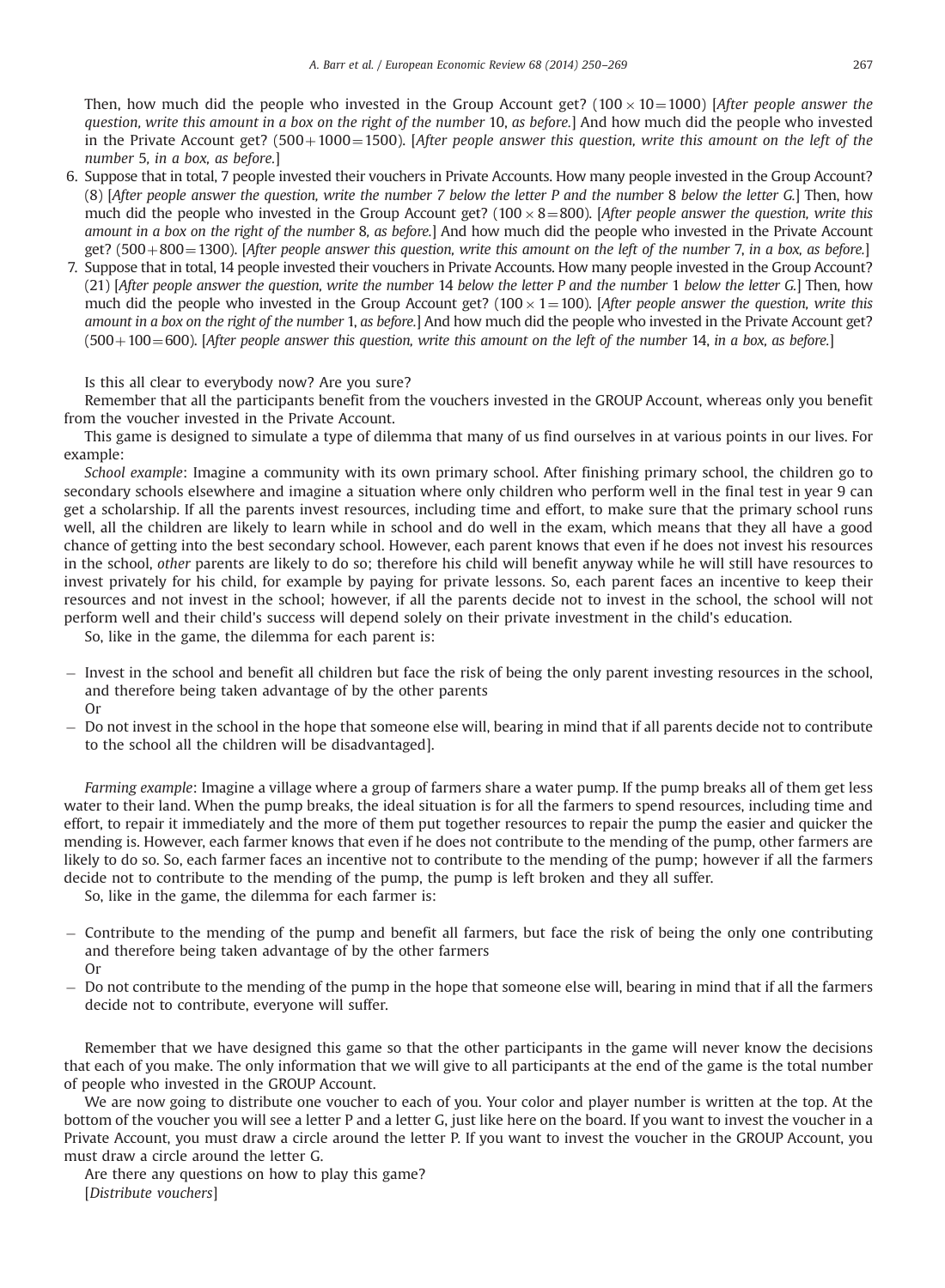Then, how much did the people who invested in the Group Account get? ($100 \times 10 = 1000$) [*After people answer the question, write this amount in a box on the right of the number* 10, *as before.*] And how much did the people who invested in the Private Account get? ($500 + 1000 = 1500$). [*After people answer this question, write this amount on the left of the number* 5, *in a box, as before.*]

6. Suppose that in total, 7 people invested their vouchers in Private Accounts. How many people invested in the Group Account? (8) [*After people answer the question, write the number* 7 *below the letter P and the number* 8 *below the letter G.*] Then, how much did the people who invested in the Group Account get? ($100 \times 8 = 800$). [*After people answer the question, write this amount in a box on the right of the number* 8, *as before.*] And how much did the people who invested in the Private Account get? ($500 + 800 = 1300$). [*After people answer this question, write this amount on the left of the number* 7, *in a box, as before.*]
7. Suppose that in total, 14 people invested their vouchers in Private Accounts. How many people invested in the Group Account? (21) [*After people answer the question, write the number* 14 *below the letter P and the number* 1 *below the letter G.*] Then, how much did the people who invested in the Group Account get? ($100 \times 1 = 100$). [*After people answer the question, write this amount in a box on the right of the number* 1, *as before.*] And how much did the people who invested in the Private Account get? ($500 + 100 = 600$). [*After people answer this question, write this amount on the left of the number* 14, *in a box, as before.*]

Is this all clear to everybody now? Are you sure?

Remember that all the participants benefit from the vouchers invested in the GROUP Account, whereas only you benefit from the voucher invested in the Private Account.

This game is designed to simulate a type of dilemma that many of us find ourselves in at various points in our lives. For example:

*School example*: Imagine a community with its own primary school. After finishing primary school, the children go to secondary schools elsewhere and imagine a situation where only children who perform well in the final test in year 9 can get a scholarship. If all the parents invest resources, including time and effort, to make sure that the primary school runs well, all the children are likely to learn while in school and do well in the exam, which means that they all have a good chance of getting into the best secondary school. However, each parent knows that even if he does not invest his resources in the school, *other* parents are likely to do so; therefore his child will benefit anyway while he will still have resources to invest privately for his child, for example by paying for private lessons. So, each parent faces an incentive to keep their resources and not invest in the school; however, if all the parents decide not to invest in the school, the school will not perform well and their child's success will depend solely on their private investment in the child's education.

So, like in the game, the dilemma for each parent is:

- Invest in the school and benefit all children but face the risk of being the only parent investing resources in the school, and therefore being taken advantage of by the other parents
  Or
- Do not invest in the school in the hope that someone else will, bearing in mind that if all parents decide not to contribute to the school all the children will be disadvantaged].

*Farming example*: Imagine a village where a group of farmers share a water pump. If the pump breaks all of them get less water to their land. When the pump breaks, the ideal situation is for all the farmers to spend resources, including time and effort, to repair it immediately and the more of them put together resources to repair the pump the easier and quicker the mending is. However, each farmer knows that even if he does not contribute to the mending of the pump, other farmers are likely to do so. So, each farmer faces an incentive not to contribute to the mending of the pump; however if all the farmers decide not to contribute to the mending of the pump, the pump is left broken and they all suffer.

So, like in the game, the dilemma for each farmer is:

- Contribute to the mending of the pump and benefit all farmers, but face the risk of being the only one contributing and therefore being taken advantage of by the other farmers
  Or
- Do not contribute to the mending of the pump in the hope that someone else will, bearing in mind that if all the farmers decide not to contribute, everyone will suffer.

Remember that we have designed this game so that the other participants in the game will never know the decisions that each of you make. The only information that we will give to all participants at the end of the game is the total number of people who invested in the GROUP Account.

We are now going to distribute one voucher to each of you. Your color and player number is written at the top. At the bottom of the voucher you will see a letter P and a letter G, just like here on the board. If you want to invest the voucher in a Private Account, you must draw a circle around the letter P. If you want to invest the voucher in the GROUP Account, you must draw a circle around the letter G.

Are there any questions on how to play this game?

[*Distribute vouchers*]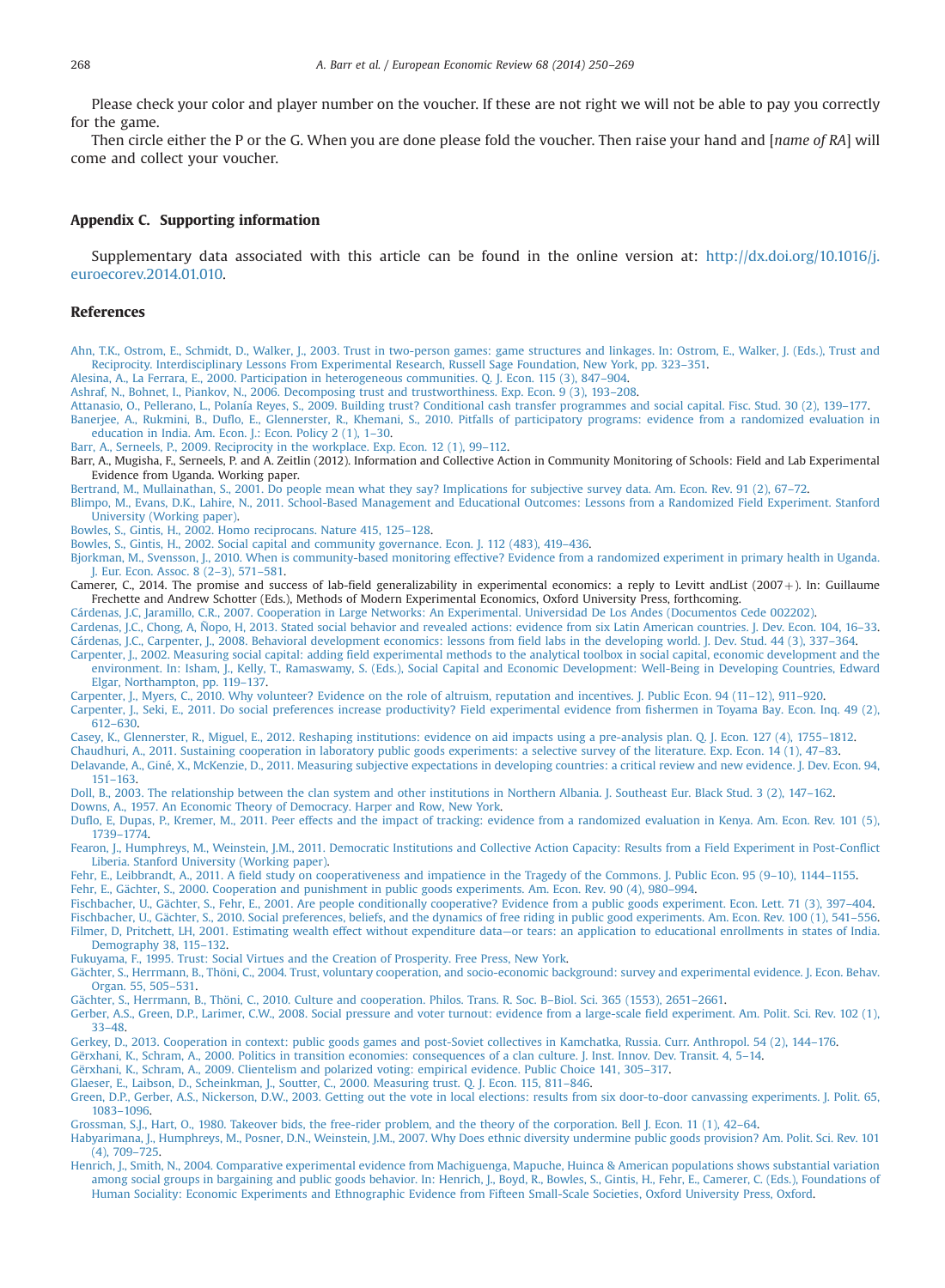Please check your color and player number on the voucher. If these are not right we will not be able to pay you correctly for the game.

Then circle either the P or the G. When you are done please fold the voucher. Then raise your hand and [*name of RA*] will come and collect your voucher.

## Appendix C. Supporting information

Supplementary data associated with this article can be found in the online version at: http://dx.doi.org/10.1016/j.euroecorev.2014.01.010.

## References

Ahn, T.K., Ostrom, E., Schmidt, D., Walker, J., 2003. Trust in two-person games: game structures and linkages. In: Ostrom, E., Walker, J. (Eds.), Trust and Reciprocity. Interdisciplinary Lessons From Experimental Research, Russell Sage Foundation, New York, pp. 323–351.

Alesina, A., La Ferrara, E., 2000. Participation in heterogeneous communities. Q. J. Econ. 115 (3), 847–904.

Ashraf, N., Bohnet, I., Piankov, N., 2006. Decomposing trust and trustworthiness. Exp. Econ. 9 (3), 193–208.

Attanasio, O., Pellerano, L., Polanía Reyes, S., 2009. Building trust? Conditional cash transfer programmes and social capital. Fisc. Stud. 30 (2), 139–177.

Banerjee, A., Rukmini, B., Duflo, E., Glennerster, R., Khemani, S., 2010. Pitfalls of participatory programs: evidence from a randomized evaluation in education in India. Am. Econ. J.: Econ. Policy 2 (1), 1–30.

Barr, A., Serneels, P., 2009. Reciprocity in the workplace. Exp. Econ. 12 (1), 99–112.

Barr, A., Mugisha, F., Serneels, P. and A. Zeitlin (2012). Information and Collective Action in Community Monitoring of Schools: Field and Lab Experimental Evidence from Uganda. Working paper.

Bertrand, M., Mullainathan, S., 2001. Do people mean what they say? Implications for subjective survey data. Am. Econ. Rev. 91 (2), 67–72.

Blimpo, M., Evans, D.K., Lahire, N., 2011. School-Based Management and Educational Outcomes: Lessons from a Randomized Field Experiment. Stanford University (Working paper).

Bowles, S., Gintis, H., 2002. Homo reciprocans. Nature 415, 125–128.

Bowles, S., Gintis, H., 2002. Social capital and community governance. Econ. J. 112 (483), 419–436.

Bjorkman, M., Svensson, J., 2010. When is community-based monitoring effective? Evidence from a randomized experiment in primary health in Uganda. J. Eur. Econ. Assoc. 8 (2–3), 571–581.

Camerer, C., 2014. The promise and success of lab-field generalizability in experimental economics: a reply to Levitt andList (2007+). In: Guillaume Frechette and Andrew Schotter (Eds.), Methods of Modern Experimental Economics, Oxford University Press, forthcoming.

Cárdenas, J.C, Jaramillo, C.R., 2007. Cooperation in Large Networks: An Experimental. Universidad De Los Andes (Documentos Cede 002202).

Cardenas, J.C., Chong, A, Ñopo, H, 2013. Stated social behavior and revealed actions: evidence from six Latin American countries. J. Dev. Econ. 104, 16–33.

Cárdenas, J.C., Carpenter, J., 2008. Behavioral development economics: lessons from field labs in the developing world. J. Dev. Stud. 44 (3), 337–364.

Carpenter, J., 2002. Measuring social capital: adding field experimental methods to the analytical toolbox in social capital, economic development and the environment. In: Isham, J., Kelly, T., Ramaswamy, S. (Eds.), Social Capital and Economic Development: Well-Being in Developing Countries, Edward Elgar, Northampton, pp. 119–137.

Carpenter, J., Myers, C., 2010. Why volunteer? Evidence on the role of altruism, reputation and incentives. J. Public Econ. 94 (11–12), 911–920.

Carpenter, J., Seki, E., 2011. Do social preferences increase productivity? Field experimental evidence from fishermen in Toyama Bay. Econ. Inq. 49 (2), 612–630.

Casey, K., Glennerster, R., Miguel, E., 2012. Reshaping institutions: evidence on aid impacts using a pre-analysis plan. Q. J. Econ. 127 (4), 1755–1812.

Chaudhuri, A., 2011. Sustaining cooperation in laboratory public goods experiments: a selective survey of the literature. Exp. Econ. 14 (1), 47–83.

Delavande, A., Giné, X., McKenzie, D., 2011. Measuring subjective expectations in developing countries: a critical review and new evidence. J. Dev. Econ. 94, 151–163.

Doll, B., 2003. The relationship between the clan system and other institutions in Northern Albania. J. Southeast Eur. Black Stud. 3 (2), 147–162.

Downs, A., 1957. An Economic Theory of Democracy. Harper and Row, New York.

Duflo, E, Dupas, P., Kremer, M., 2011. Peer effects and the impact of tracking: evidence from a randomized evaluation in Kenya. Am. Econ. Rev. 101 (5), 1739–1774.

Fearon, J., Humphreys, M., Weinstein, J.M., 2011. Democratic Institutions and Collective Action Capacity: Results from a Field Experiment in Post-Conflict Liberia. Stanford University (Working paper).

Fehr, E., Leibbrandt, A., 2011. A field study on cooperativeness and impatience in the Tragedy of the Commons. J. Public Econ. 95 (9–10), 1144–1155.

Fehr, E., Gächter, S., 2000. Cooperation and punishment in public goods experiments. Am. Econ. Rev. 90 (4), 980–994.

Fischbacher, U., Gächter, S., Fehr, E., 2001. Are people conditionally cooperative? Evidence from a public goods experiment. Econ. Lett. 71 (3), 397–404.

Fischbacher, U., Gächter, S., 2010. Social preferences, beliefs, and the dynamics of free riding in public good experiments. Am. Econ. Rev. 100 (1), 541–556.

Filmer, D, Pritchett, LH, 2001. Estimating wealth effect without expenditure data—or tears: an application to educational enrollments in states of India. Demography 38, 115–132.

Fukuyama, F., 1995. Trust: Social Virtues and the Creation of Prosperity. Free Press, New York.

Gächter, S., Herrmann, B., Thöni, C., 2004. Trust, voluntary cooperation, and socio-economic background: survey and experimental evidence. J. Econ. Behav. Organ. 55, 505–531.

Gächter, S., Herrmann, B., Thöni, C., 2010. Culture and cooperation. Philos. Trans. R. Soc. B–Biol. Sci. 365 (1553), 2651–2661.

Gerber, A.S., Green, D.P., Larimer, C.W., 2008. Social pressure and voter turnout: evidence from a large-scale field experiment. Am. Polit. Sci. Rev. 102 (1), 33–48.

Gerkey, D., 2013. Cooperation in context: public goods games and post-Soviet collectives in Kamchatka, Russia. Curr. Anthropol. 54 (2), 144–176.

Gërxhani, K., Schram, A., 2000. Politics in transition economies: consequences of a clan culture. J. Inst. Innov. Dev. Transit. 4, 5–14.

Gërxhani, K., Schram, A., 2009. Clientelism and polarized voting: empirical evidence. Public Choice 141, 305–317.

Glaeser, E., Laibson, D., Scheinkman, J., Soutter, C., 2000. Measuring trust. Q. J. Econ. 115, 811–846.

Green, D.P., Gerber, A.S., Nickerson, D.W., 2003. Getting out the vote in local elections: results from six door-to-door canvassing experiments. J. Polit. 65, 1083–1096.

Grossman, S.J., Hart, O., 1980. Takeover bids, the free-rider problem, and the theory of the corporation. Bell J. Econ. 11 (1), 42–64.

Habyarimana, J., Humphreys, M., Posner, D.N., Weinstein, J.M., 2007. Why Does ethnic diversity undermine public goods provision? Am. Polit. Sci. Rev. 101 (4), 709–725.

Henrich, J., Smith, N., 2004. Comparative experimental evidence from Machiguenga, Mapuche, Huinca & American populations shows substantial variation among social groups in bargaining and public goods behavior. In: Henrich, J., Boyd, R., Bowles, S., Gintis, H., Fehr, E., Camerer, C. (Eds.), Foundations of Human Sociality: Economic Experiments and Ethnographic Evidence from Fifteen Small-Scale Societies, Oxford University Press, Oxford.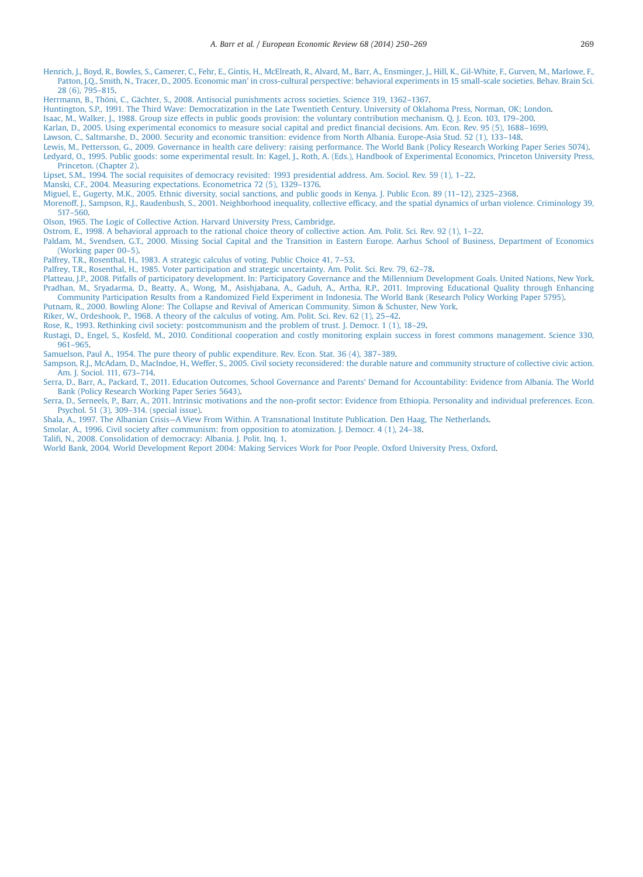Henrich, J., Boyd, R., Bowles, S., Camerer, C., Fehr, E., Gintis, H., McElreath, R., Alvard, M., Barr, A., Ensminger, J., Hill, K., Gil-White, F., Gurven, M., Marlowe, F., Patton, J.Q., Smith, N., Tracer, D., 2005. Economic man' in cross-cultural perspective: behavioral experiments in 15 small-scale societies. Behav. Brain Sci. 28 (6), 795–815.

Herrmann, B., Thöni, C., Gächter, S., 2008. Antisocial punishments across societies. Science 319, 1362–1367.

Huntington, S.P., 1991. The Third Wave: Democratization in the Late Twentieth Century. University of Oklahoma Press, Norman, OK; London.

Isaac, M., Walker, J., 1988. Group size effects in public goods provision: the voluntary contribution mechanism. Q. J. Econ. 103, 179–200.

Karlan, D., 2005. Using experimental economics to measure social capital and predict financial decisions. Am. Econ. Rev. 95 (5), 1688–1699.

Lawson, C., Saltmarshe, D., 2000. Security and economic transition: evidence from North Albania. Europe-Asia Stud. 52 (1), 133–148.

Lewis, M., Pettersson, G., 2009. Governance in health care delivery: raising performance. The World Bank (Policy Research Working Paper Series 5074).

Ledyard, O., 1995. Public goods: some experimental result. In: Kagel, J., Roth, A. (Eds.), Handbook of Experimental Economics, Princeton University Press, Princeton. (Chapter 2).

Lipset, S.M., 1994. The social requisites of democracy revisited: 1993 presidential address. Am. Sociol. Rev. 59 (1), 1–22.

Manski, C.F., 2004. Measuring expectations. Econometrica 72 (5), 1329–1376.

Miguel, E., Gugerty, M.K., 2005. Ethnic diversity, social sanctions, and public goods in Kenya. J. Public Econ. 89 (11–12), 2325–2368.

Morenoff, J., Sampson, R.J., Raudenbush, S., 2001. Neighborhood inequality, collective efficacy, and the spatial dynamics of urban violence. Criminology 39, 517–560.

Olson, 1965. The Logic of Collective Action. Harvard University Press, Cambridge.

Ostrom, E., 1998. A behavioral approach to the rational choice theory of collective action. Am. Polit. Sci. Rev. 92 (1), 1–22.

Paldam, M., Svendsen, G.T., 2000. Missing Social Capital and the Transition in Eastern Europe. Aarhus School of Business, Department of Economics (Working paper 00–5).

Palfrey, T.R., Rosenthal, H., 1983. A strategic calculus of voting. Public Choice 41, 7–53.

Palfrey, T.R., Rosenthal, H., 1985. Voter participation and strategic uncertainty. Am. Polit. Sci. Rev. 79, 62–78.

Platteau, J.P., 2008. Pitfalls of participatory development. In: Participatory Governance and the Millennium Development Goals. United Nations, New York.

Pradhan, M., Sryadarma, D., Beatty, A., Wong, M., Asishjabana, A., Gaduh, A., Artha, R.P., 2011. Improving Educational Quality through Enhancing Community Participation Results from a Randomized Field Experiment in Indonesia. The World Bank (Research Policy Working Paper 5795).

Putnam, R., 2000. Bowling Alone: The Collapse and Revival of American Community. Simon & Schuster, New York.

Riker, W., Ordeshook, P., 1968. A theory of the calculus of voting. Am. Polit. Sci. Rev. 62 (1), 25–42.

Rose, R., 1993. Rethinking civil society: postcommunism and the problem of trust. J. Democr. 1 (1), 18–29.

Rustagi, D., Engel, S., Kosfeld, M., 2010. Conditional cooperation and costly monitoring explain success in forest commons management. Science 330, 961–965.

Samuelson, Paul A., 1954. The pure theory of public expenditure. Rev. Econ. Stat. 36 (4), 387–389.

Sampson, R.J., McAdam, D., MacIndoe, H., Weffer, S., 2005. Civil society reconsidered: the durable nature and community structure of collective civic action. Am. J. Sociol. 111, 673–714.

Serra, D., Barr, A., Packard, T., 2011. Education Outcomes, School Governance and Parents' Demand for Accountability: Evidence from Albania. The World Bank (Policy Research Working Paper Series 5643).

Serra, D., Serneels, P., Barr, A., 2011. Intrinsic motivations and the non-profit sector: Evidence from Ethiopia. Personality and individual preferences. Econ. Psychol. 51 (3), 309–314. (special issue).

Shala, A., 1997. The Albanian Crisis—A View From Within. A Transnational Institute Publication. Den Haag, The Netherlands.

Smolar, A., 1996. Civil society after communism: from opposition to atomization. J. Democr. 4 (1), 24–38.

Talifi, N., 2008. Consolidation of democracy: Albania. J. Polit. Inq. 1.

World Bank, 2004. World Development Report 2004: Making Services Work for Poor People. Oxford University Press, Oxford.